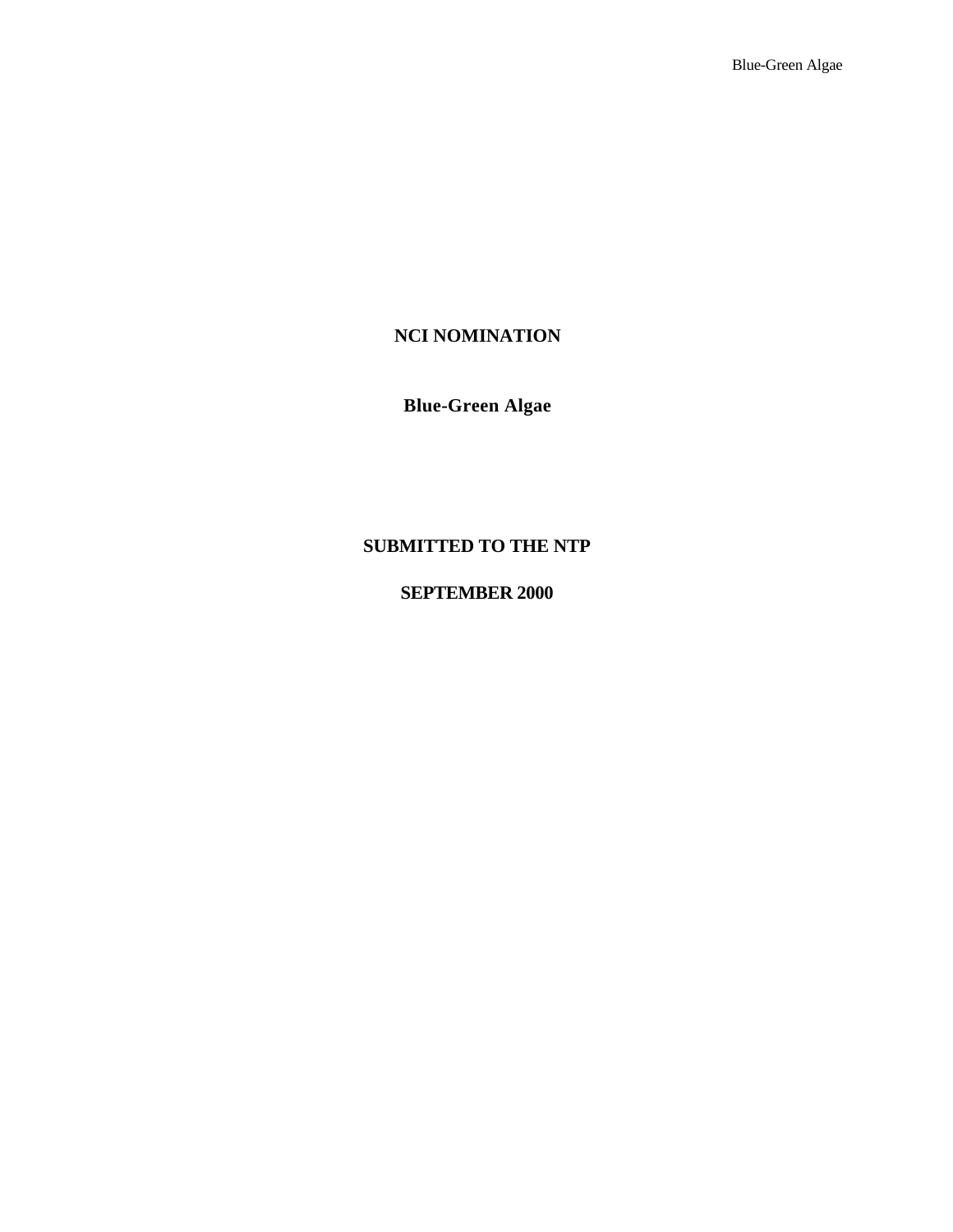# NCI NOMINATION

## Blue-Green Algae

**SUBMITTED TO THE NTP**

**SEPTEMBER 2000**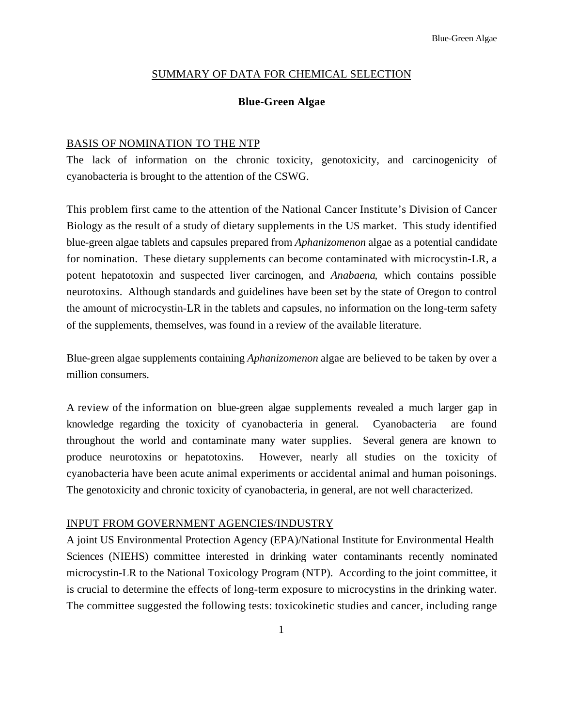SUMMARY OF DATA FOR CHEMICAL SELECTION

# Blue-Green Algae

## BASIS OF NOMINATION TO THE NTP

The lack of information on the chronic toxicity, genotoxicity, and carcinogenicity of cyanobacteria is brought to the attention of the CSWG.

This problem first came to the attention of the National Cancer Institute's Division of Cancer Biology as the result of a study of dietary supplements in the US market. This study identified blue-green algae tablets and capsules prepared from *Aphanizomenon* algae as a potential candidate for nomination. These dietary supplements can become contaminated with microcystin-LR, a potent hepatotoxin and suspected liver carcinogen, and *Anabaena*, which contains possible neurotoxins. Although standards and guidelines have been set by the state of Oregon to control the amount of microcystin-LR in the tablets and capsules, no information on the long-term safety of the supplements, themselves, was found in a review of the available literature.

Blue-green algae supplements containing *Aphanizomenon* algae are believed to be taken by over a million consumers.

A review of the information on blue-green algae supplements revealed a much larger gap in knowledge regarding the toxicity of cyanobacteria in general. Cyanobacteria are found throughout the world and contaminate many water supplies. Several genera are known to produce neurotoxins or hepatotoxins. However, nearly all studies on the toxicity of cyanobacteria have been acute animal experiments or accidental animal and human poisonings. The genotoxicity and chronic toxicity of cyanobacteria, in general, are not well characterized.

## INPUT FROM GOVERNMENT AGENCIES/INDUSTRY

A joint US Environmental Protection Agency (EPA)/National Institute for Environmental Health Sciences (NIEHS) committee interested in drinking water contaminants recently nominated microcystin-LR to the National Toxicology Program (NTP). According to the joint committee, it is crucial to determine the effects of long-term exposure to microcystins in the drinking water. The committee suggested the following tests: toxicokinetic studies and cancer, including range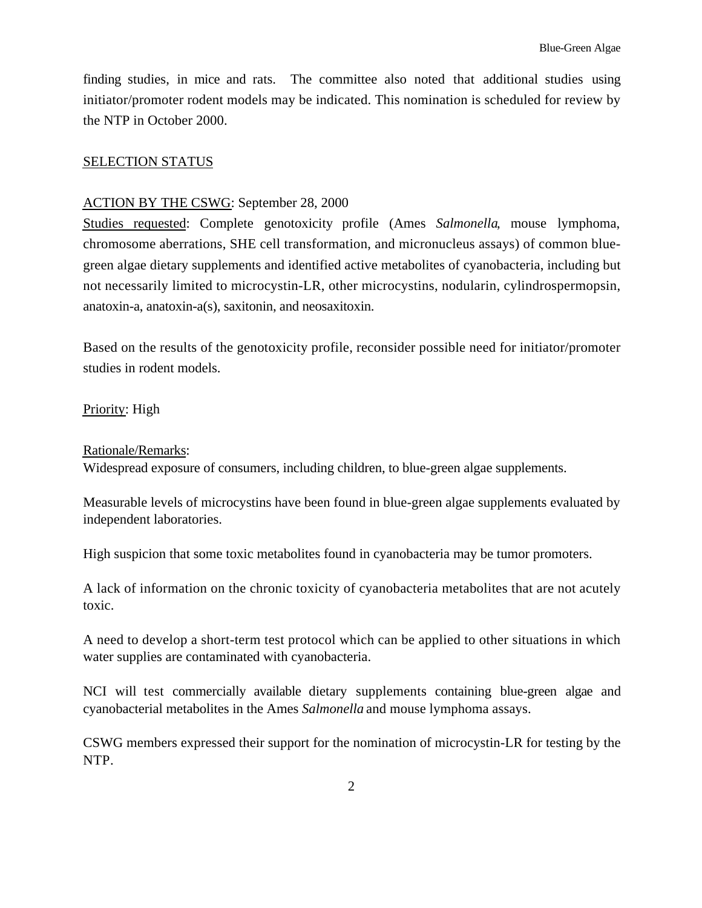finding studies, in mice and rats. The committee also noted that additional studies using initiator/promoter rodent models may be indicated. This nomination is scheduled for review by the NTP in October 2000.

SELECTION STATUS

ACTION BY THE CSWG: September 28, 2000

Studies requested: Complete genotoxicity profile (Ames *Salmonella*, mouse lymphoma, chromosome aberrations, SHE cell transformation, and micronucleus assays) of common blue-green algae dietary supplements and identified active metabolites of cyanobacteria, including but not necessarily limited to microcystin-LR, other microcystins, nodularin, cylindrospermopsin, anatoxin-a, anatoxin-a(s), saxitonin, and neosaxitoxin.

Based on the results of the genotoxicity profile, reconsider possible need for initiator/promoter studies in rodent models.

Priority: High

Rationale/Remarks:

Widespread exposure of consumers, including children, to blue-green algae supplements.

Measurable levels of microcystins have been found in blue-green algae supplements evaluated by independent laboratories.

High suspicion that some toxic metabolites found in cyanobacteria may be tumor promoters.

A lack of information on the chronic toxicity of cyanobacteria metabolites that are not acutely toxic.

A need to develop a short-term test protocol which can be applied to other situations in which water supplies are contaminated with cyanobacteria.

NCI will test commercially available dietary supplements containing blue-green algae and cyanobacterial metabolites in the Ames *Salmonella* and mouse lymphoma assays.

CSWG members expressed their support for the nomination of microcystin-LR for testing by the NTP.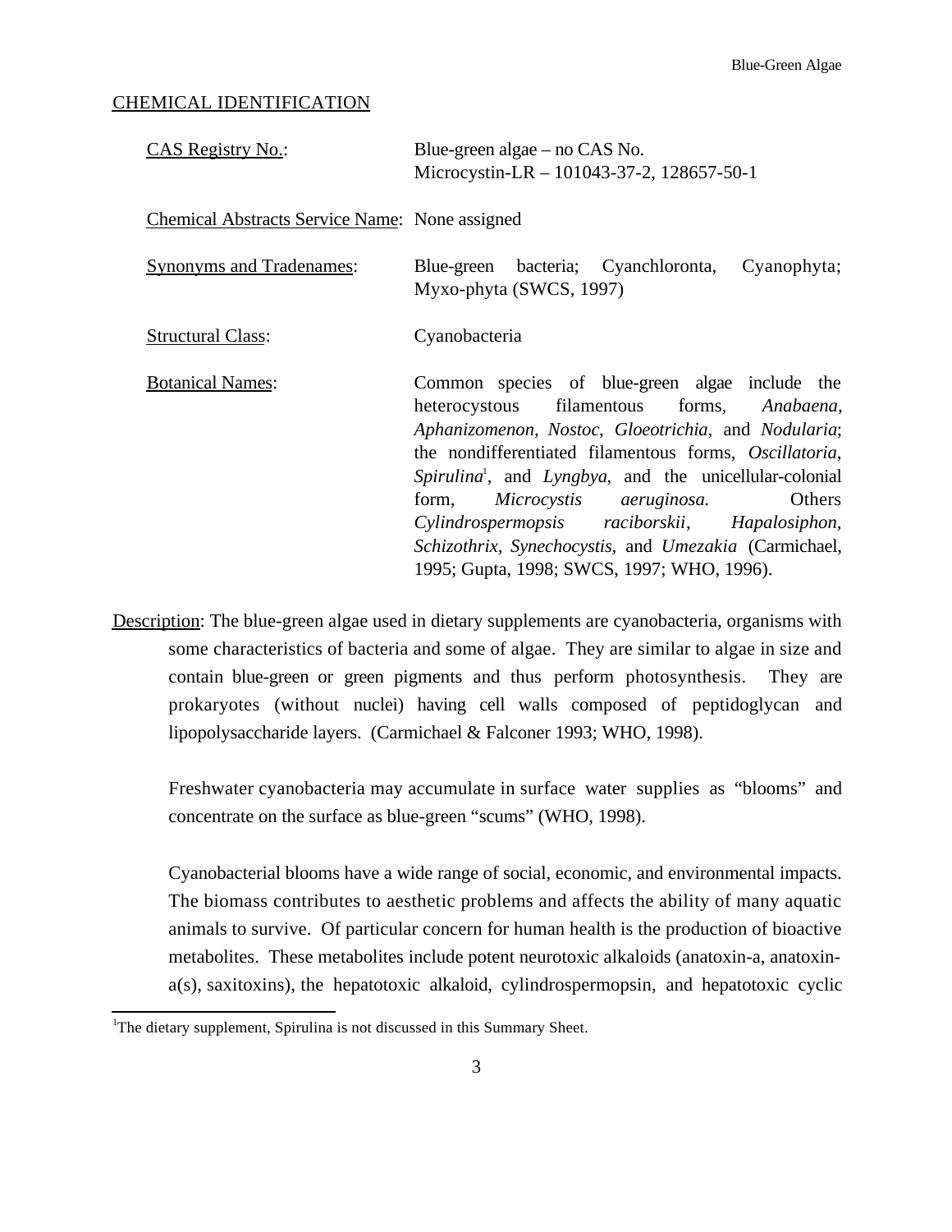## CHEMICAL IDENTIFICATION

CAS Registry No.: Blue-green algae – no CAS No.
Microcystin-LR – 101043-37-2, 128657-50-1

Chemical Abstracts Service Name: None assigned

Synonyms and Tradenames: Blue-green bacteria; Cyanchloronta, Cyanophyta; Myxo-phyta (SWCS, 1997)

Structural Class: Cyanobacteria

Botanical Names: Common species of blue-green algae include the heterocystous filamentous forms, *Anabaena*, *Aphanizomenon*, *Nostoc*, *Gloeotrichia*, and *Nodularia*; the nondifferentiated filamentous forms, *Oscillatoria*, *Spirulina*[1], and *Lyngbya*, and the unicellular-colonial form, *Microcystis aeruginosa.* Others *Cylindrospermopsis raciborskii*, *Hapalosiphon*, *Schizothrix*, *Synechocystis*, and *Umezakia* (Carmichael, 1995; Gupta, 1998; SWCS, 1997; WHO, 1996).

Description: The blue-green algae used in dietary supplements are cyanobacteria, organisms with some characteristics of bacteria and some of algae. They are similar to algae in size and contain blue-green or green pigments and thus perform photosynthesis. They are prokaryotes (without nuclei) having cell walls composed of peptidoglycan and lipopolysaccharide layers. (Carmichael & Falconer 1993; WHO, 1998).

Freshwater cyanobacteria may accumulate in surface water supplies as "blooms" and concentrate on the surface as blue-green "scums" (WHO, 1998).

Cyanobacterial blooms have a wide range of social, economic, and environmental impacts. The biomass contributes to aesthetic problems and affects the ability of many aquatic animals to survive. Of particular concern for human health is the production of bioactive metabolites. These metabolites include potent neurotoxic alkaloids (anatoxin-a, anatoxin-a(s), saxitoxins), the hepatotoxic alkaloid, cylindrospermopsin, and hepatotoxic cyclic

[1]The dietary supplement, Spirulina is not discussed in this Summary Sheet.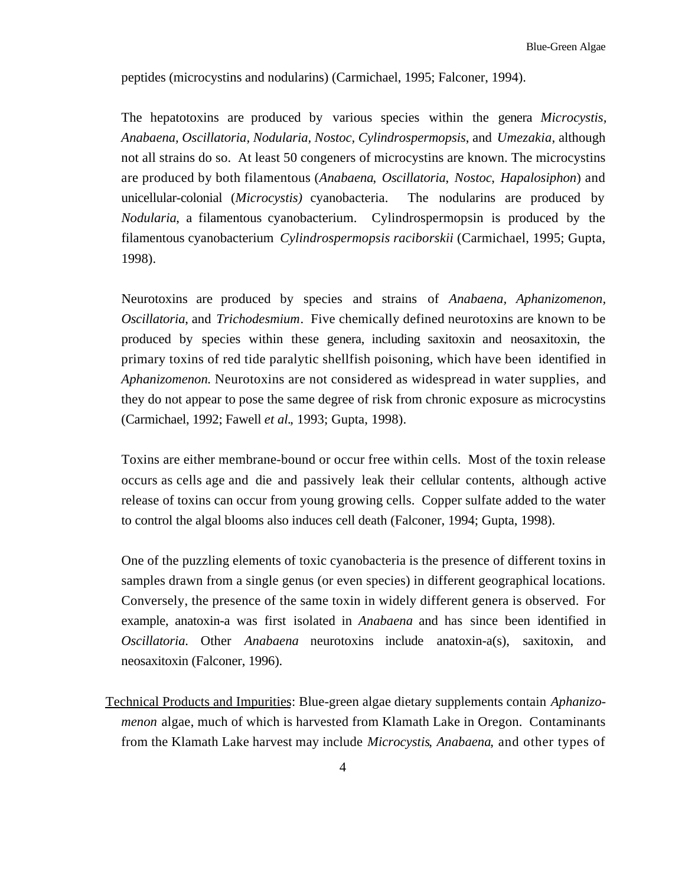peptides (microcystins and nodularins) (Carmichael, 1995; Falconer, 1994).

The hepatotoxins are produced by various species within the genera *Microcystis, Anabaena, Oscillatoria, Nodularia, Nostoc, Cylindrospermopsis*, and *Umezakia*, although not all strains do so. At least 50 congeners of microcystins are known. The microcystins are produced by both filamentous (*Anabaena, Oscillatoria, Nostoc, Hapalosiphon*) and unicellular-colonial (*Microcystis)* cyanobacteria. The nodularins are produced by *Nodularia*, a filamentous cyanobacterium. Cylindrospermopsin is produced by the filamentous cyanobacterium *Cylindrospermopsis raciborskii* (Carmichael, 1995; Gupta, 1998).

Neurotoxins are produced by species and strains of *Anabaena, Aphanizomenon, Oscillatoria*, and *Trichodesmium*. Five chemically defined neurotoxins are known to be produced by species within these genera, including saxitoxin and neosaxitoxin, the primary toxins of red tide paralytic shellfish poisoning, which have been identified in *Aphanizomenon.* Neurotoxins are not considered as widespread in water supplies, and they do not appear to pose the same degree of risk from chronic exposure as microcystins (Carmichael, 1992; Fawell *et al*., 1993; Gupta, 1998).

Toxins are either membrane-bound or occur free within cells. Most of the toxin release occurs as cells age and die and passively leak their cellular contents, although active release of toxins can occur from young growing cells. Copper sulfate added to the water to control the algal blooms also induces cell death (Falconer, 1994; Gupta, 1998).

One of the puzzling elements of toxic cyanobacteria is the presence of different toxins in samples drawn from a single genus (or even species) in different geographical locations. Conversely, the presence of the same toxin in widely different genera is observed. For example, anatoxin-a was first isolated in *Anabaena* and has since been identified in *Oscillatoria.* Other *Anabaena* neurotoxins include anatoxin-a(s), saxitoxin, and neosaxitoxin (Falconer, 1996).

<u>Technical Products and Impurities</u>: Blue-green algae dietary supplements contain *Aphanizomenon* algae, much of which is harvested from Klamath Lake in Oregon. Contaminants from the Klamath Lake harvest may include *Microcystis*, *Anabaena*, and other types of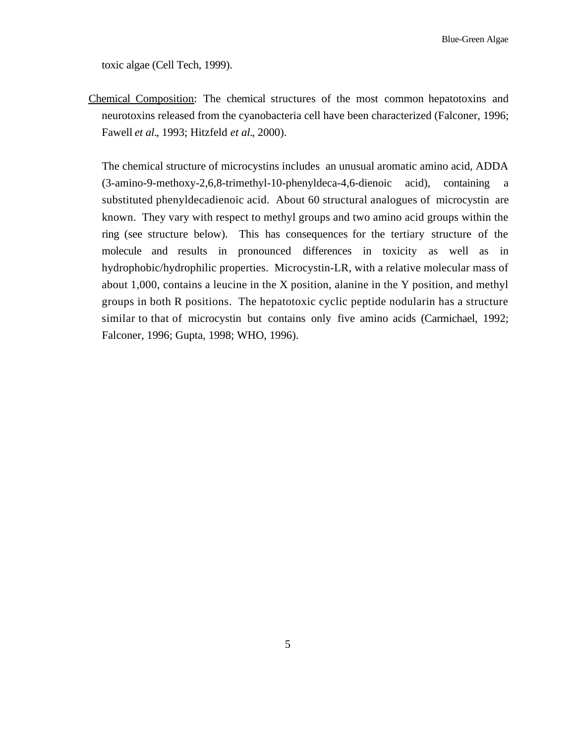toxic algae (Cell Tech, 1999).

Chemical Composition: The chemical structures of the most common hepatotoxins and neurotoxins released from the cyanobacteria cell have been characterized (Falconer, 1996; Fawell *et al*., 1993; Hitzfeld *et al*., 2000).

The chemical structure of microcystins includes an unusual aromatic amino acid, ADDA (3-amino-9-methoxy-2,6,8-trimethyl-10-phenyldeca-4,6-dienoic acid), containing a substituted phenyldecadienoic acid. About 60 structural analogues of microcystin are known. They vary with respect to methyl groups and two amino acid groups within the ring (see structure below). This has consequences for the tertiary structure of the molecule and results in pronounced differences in toxicity as well as in hydrophobic/hydrophilic properties. Microcystin-LR, with a relative molecular mass of about 1,000, contains a leucine in the X position, alanine in the Y position, and methyl groups in both R positions. The hepatotoxic cyclic peptide nodularin has a structure similar to that of microcystin but contains only five amino acids (Carmichael, 1992; Falconer, 1996; Gupta, 1998; WHO, 1996).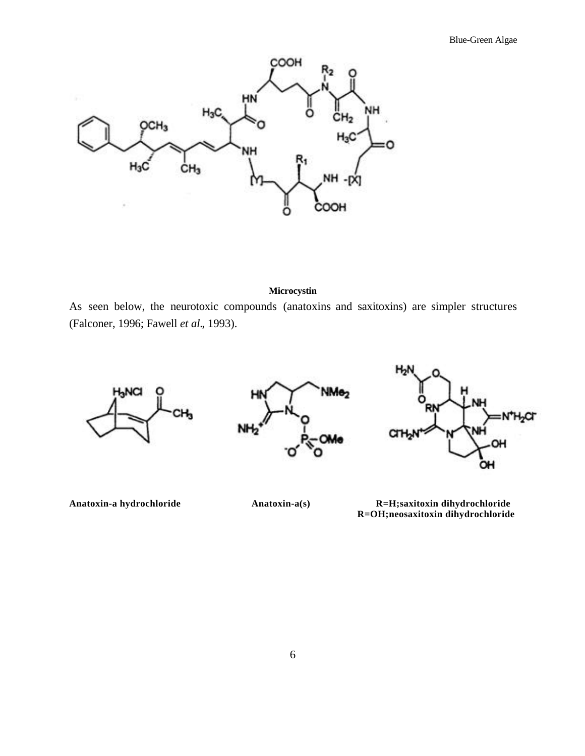**Microcystin**

As seen below, the neurotoxic compounds (anatoxins and saxitoxins) are simpler structures (Falconer, 1996; Fawell *et al*., 1993).

**Anatoxin-a hydrochloride** **Anatoxin-a(s)** **R=H;saxitoxin dihydrochloride**
**R=OH;neosaxitoxin dihydrochloride**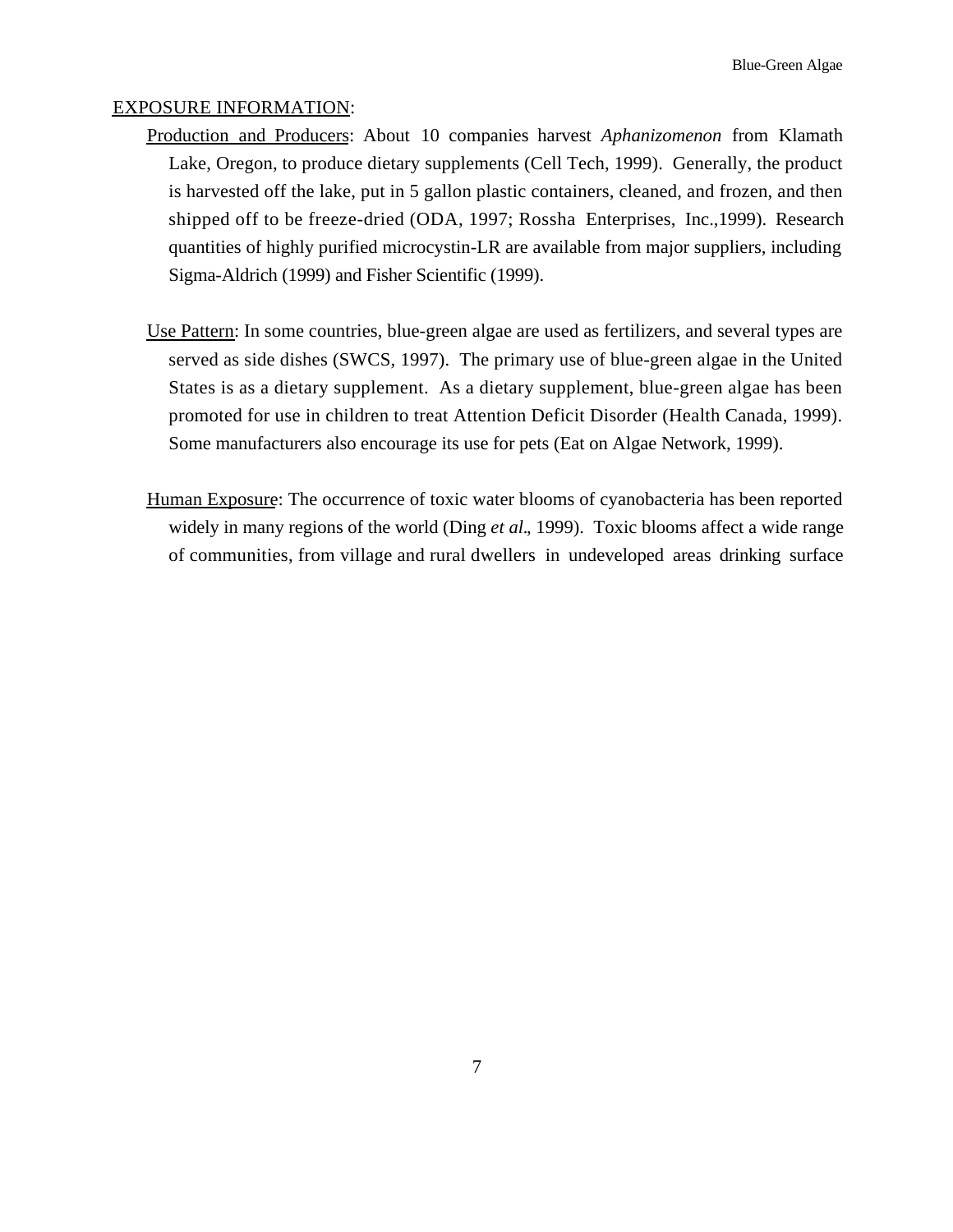## EXPOSURE INFORMATION:

Production and Producers: About 10 companies harvest *Aphanizomenon* from Klamath Lake, Oregon, to produce dietary supplements (Cell Tech, 1999). Generally, the product is harvested off the lake, put in 5 gallon plastic containers, cleaned, and frozen, and then shipped off to be freeze-dried (ODA, 1997; Rossha Enterprises, Inc.,1999). Research quantities of highly purified microcystin-LR are available from major suppliers, including Sigma-Aldrich (1999) and Fisher Scientific (1999).

Use Pattern: In some countries, blue-green algae are used as fertilizers, and several types are served as side dishes (SWCS, 1997). The primary use of blue-green algae in the United States is as a dietary supplement. As a dietary supplement, blue-green algae has been promoted for use in children to treat Attention Deficit Disorder (Health Canada, 1999). Some manufacturers also encourage its use for pets (Eat on Algae Network, 1999).

Human Exposure: The occurrence of toxic water blooms of cyanobacteria has been reported widely in many regions of the world (Ding *et al*., 1999). Toxic blooms affect a wide range of communities, from village and rural dwellers in undeveloped areas drinking surface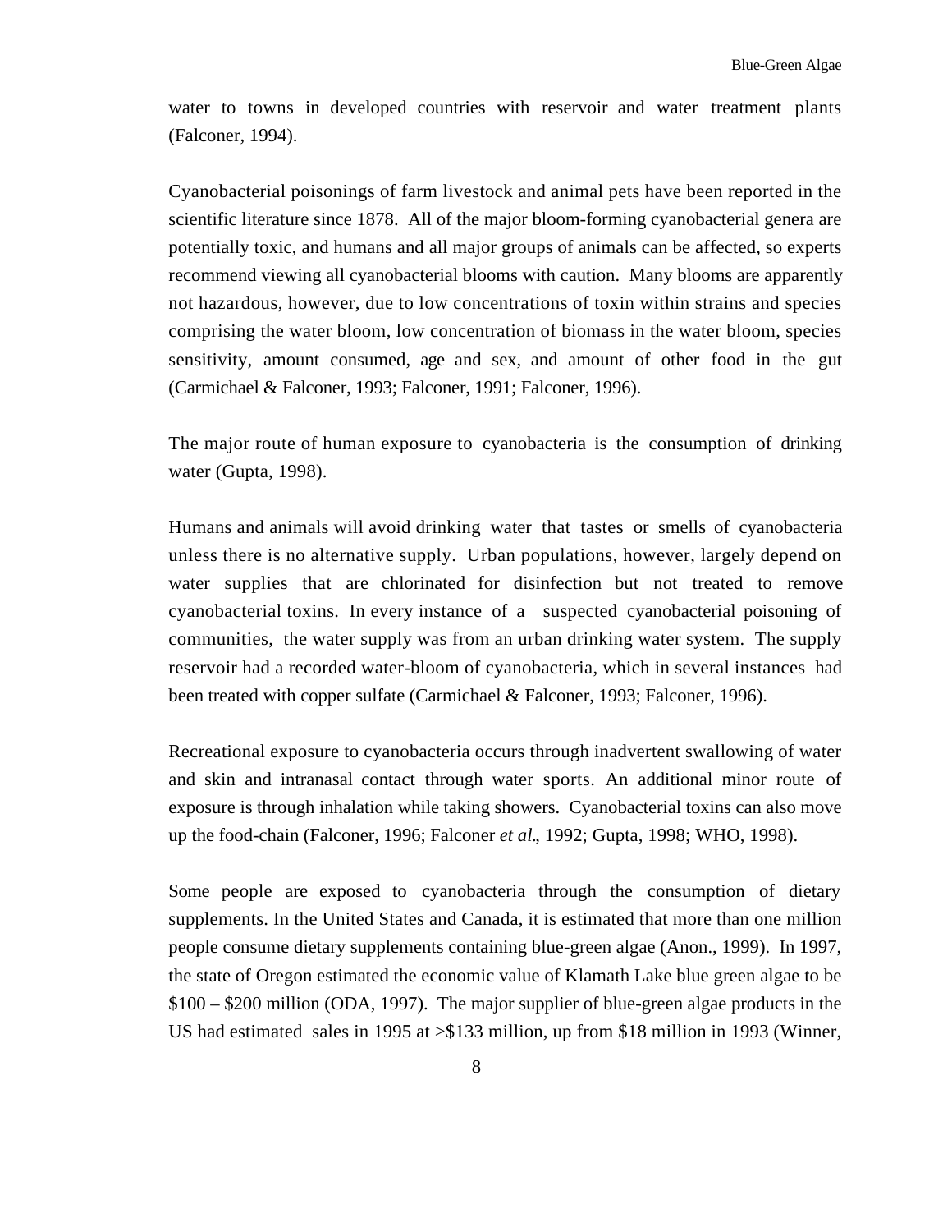water to towns in developed countries with reservoir and water treatment plants (Falconer, 1994).

Cyanobacterial poisonings of farm livestock and animal pets have been reported in the scientific literature since 1878. All of the major bloom-forming cyanobacterial genera are potentially toxic, and humans and all major groups of animals can be affected, so experts recommend viewing all cyanobacterial blooms with caution. Many blooms are apparently not hazardous, however, due to low concentrations of toxin within strains and species comprising the water bloom, low concentration of biomass in the water bloom, species sensitivity, amount consumed, age and sex, and amount of other food in the gut (Carmichael & Falconer, 1993; Falconer, 1991; Falconer, 1996).

The major route of human exposure to cyanobacteria is the consumption of drinking water (Gupta, 1998).

Humans and animals will avoid drinking water that tastes or smells of cyanobacteria unless there is no alternative supply. Urban populations, however, largely depend on water supplies that are chlorinated for disinfection but not treated to remove cyanobacterial toxins. In every instance of a suspected cyanobacterial poisoning of communities, the water supply was from an urban drinking water system. The supply reservoir had a recorded water-bloom of cyanobacteria, which in several instances had been treated with copper sulfate (Carmichael & Falconer, 1993; Falconer, 1996).

Recreational exposure to cyanobacteria occurs through inadvertent swallowing of water and skin and intranasal contact through water sports. An additional minor route of exposure is through inhalation while taking showers. Cyanobacterial toxins can also move up the food-chain (Falconer, 1996; Falconer *et al*., 1992; Gupta, 1998; WHO, 1998).

Some people are exposed to cyanobacteria through the consumption of dietary supplements. In the United States and Canada, it is estimated that more than one million people consume dietary supplements containing blue-green algae (Anon., 1999). In 1997, the state of Oregon estimated the economic value of Klamath Lake blue green algae to be \$100 – \$200 million (ODA, 1997). The major supplier of blue-green algae products in the US had estimated sales in 1995 at >\$133 million, up from \$18 million in 1993 (Winner,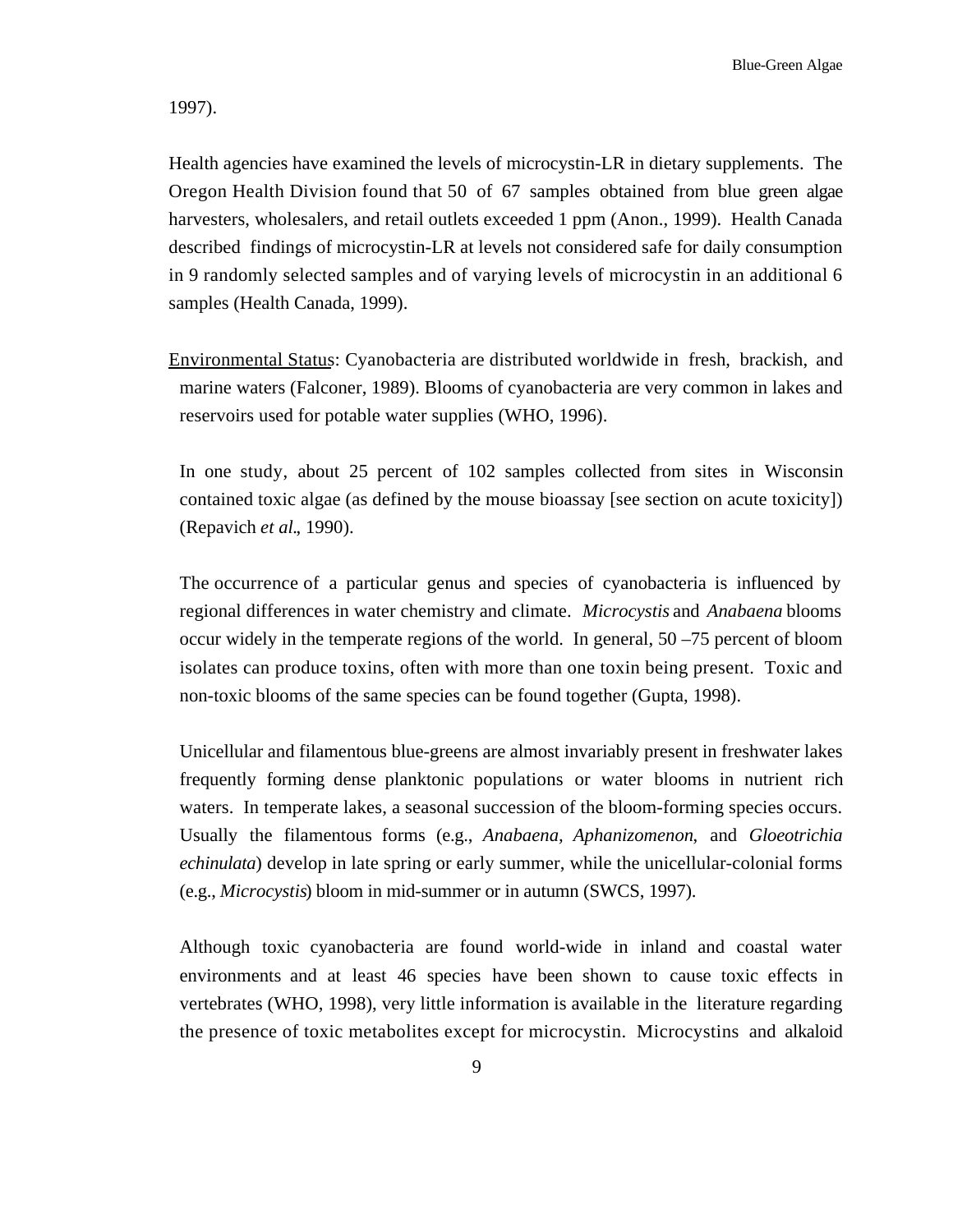1997).

Health agencies have examined the levels of microcystin-LR in dietary supplements. The Oregon Health Division found that 50 of 67 samples obtained from blue green algae harvesters, wholesalers, and retail outlets exceeded 1 ppm (Anon., 1999). Health Canada described findings of microcystin-LR at levels not considered safe for daily consumption in 9 randomly selected samples and of varying levels of microcystin in an additional 6 samples (Health Canada, 1999).

Environmental Status: Cyanobacteria are distributed worldwide in fresh, brackish, and marine waters (Falconer, 1989). Blooms of cyanobacteria are very common in lakes and reservoirs used for potable water supplies (WHO, 1996).

In one study, about 25 percent of 102 samples collected from sites in Wisconsin contained toxic algae (as defined by the mouse bioassay [see section on acute toxicity]) (Repavich *et al*., 1990).

The occurrence of a particular genus and species of cyanobacteria is influenced by regional differences in water chemistry and climate. *Microcystis* and *Anabaena* blooms occur widely in the temperate regions of the world. In general, 50 –75 percent of bloom isolates can produce toxins, often with more than one toxin being present. Toxic and non-toxic blooms of the same species can be found together (Gupta, 1998).

Unicellular and filamentous blue-greens are almost invariably present in freshwater lakes frequently forming dense planktonic populations or water blooms in nutrient rich waters. In temperate lakes, a seasonal succession of the bloom-forming species occurs. Usually the filamentous forms (e.g., *Anabaena*, *Aphanizomenon*, and *Gloeotrichia echinulata*) develop in late spring or early summer, while the unicellular-colonial forms (e.g., *Microcystis*) bloom in mid-summer or in autumn (SWCS, 1997).

Although toxic cyanobacteria are found world-wide in inland and coastal water environments and at least 46 species have been shown to cause toxic effects in vertebrates (WHO, 1998), very little information is available in the literature regarding the presence of toxic metabolites except for microcystin. Microcystins and alkaloid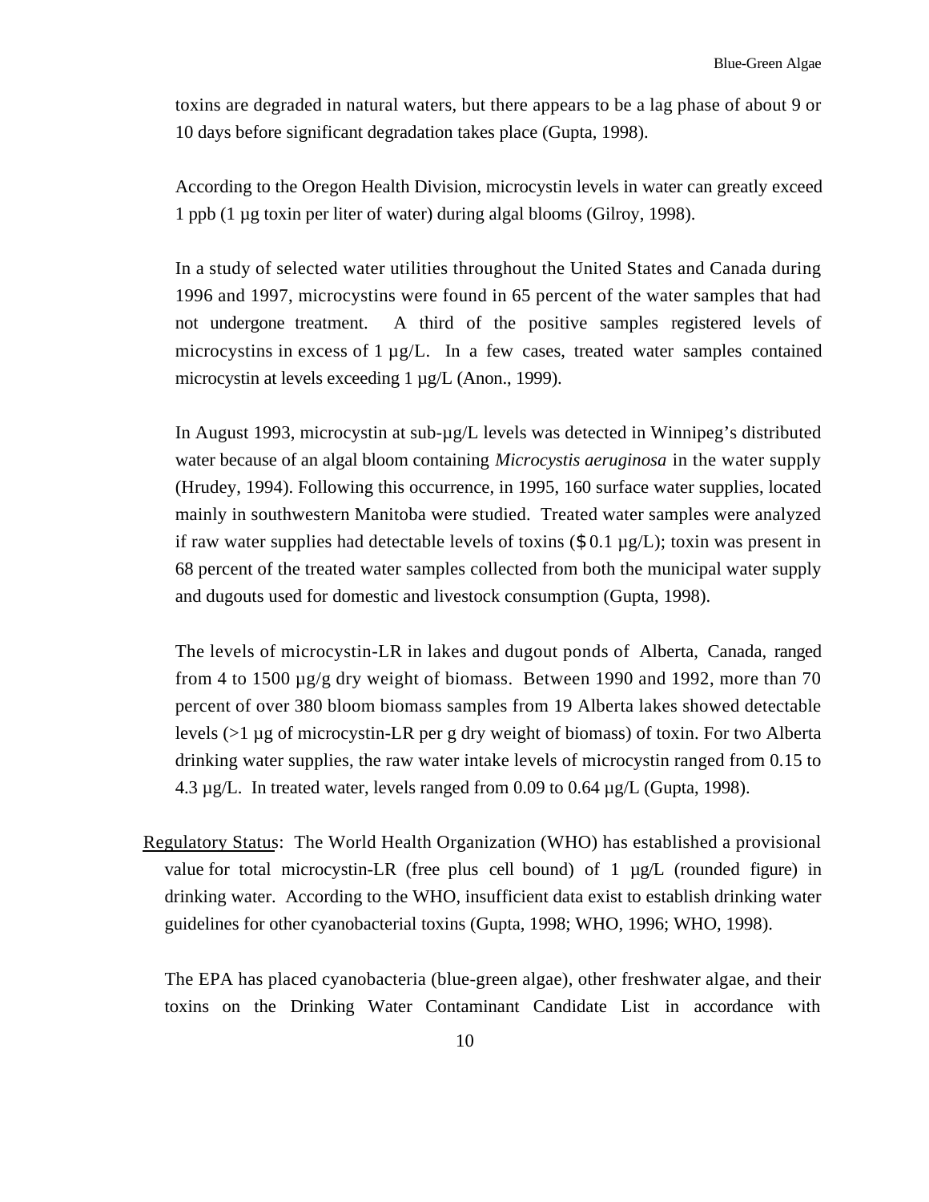toxins are degraded in natural waters, but there appears to be a lag phase of about 9 or 10 days before significant degradation takes place (Gupta, 1998).

According to the Oregon Health Division, microcystin levels in water can greatly exceed 1 ppb (1 µg toxin per liter of water) during algal blooms (Gilroy, 1998).

In a study of selected water utilities throughout the United States and Canada during 1996 and 1997, microcystins were found in 65 percent of the water samples that had not undergone treatment. A third of the positive samples registered levels of microcystins in excess of 1 µg/L. In a few cases, treated water samples contained microcystin at levels exceeding 1 µg/L (Anon., 1999).

In August 1993, microcystin at sub-µg/L levels was detected in Winnipeg's distributed water because of an algal bloom containing *Microcystis aeruginosa* in the water supply (Hrudey, 1994). Following this occurrence, in 1995, 160 surface water supplies, located mainly in southwestern Manitoba were studied. Treated water samples were analyzed if raw water supplies had detectable levels of toxins ($ 0.1 µg/L); toxin was present in 68 percent of the treated water samples collected from both the municipal water supply and dugouts used for domestic and livestock consumption (Gupta, 1998).

The levels of microcystin-LR in lakes and dugout ponds of Alberta, Canada, ranged from 4 to 1500 µg/g dry weight of biomass. Between 1990 and 1992, more than 70 percent of over 380 bloom biomass samples from 19 Alberta lakes showed detectable levels (>1 µg of microcystin-LR per g dry weight of biomass) of toxin. For two Alberta drinking water supplies, the raw water intake levels of microcystin ranged from 0.15 to 4.3 µg/L. In treated water, levels ranged from 0.09 to 0.64 µg/L (Gupta, 1998).

Regulatory Status: The World Health Organization (WHO) has established a provisional value for total microcystin-LR (free plus cell bound) of 1 µg/L (rounded figure) in drinking water. According to the WHO, insufficient data exist to establish drinking water guidelines for other cyanobacterial toxins (Gupta, 1998; WHO, 1996; WHO, 1998).

The EPA has placed cyanobacteria (blue-green algae), other freshwater algae, and their toxins on the Drinking Water Contaminant Candidate List in accordance with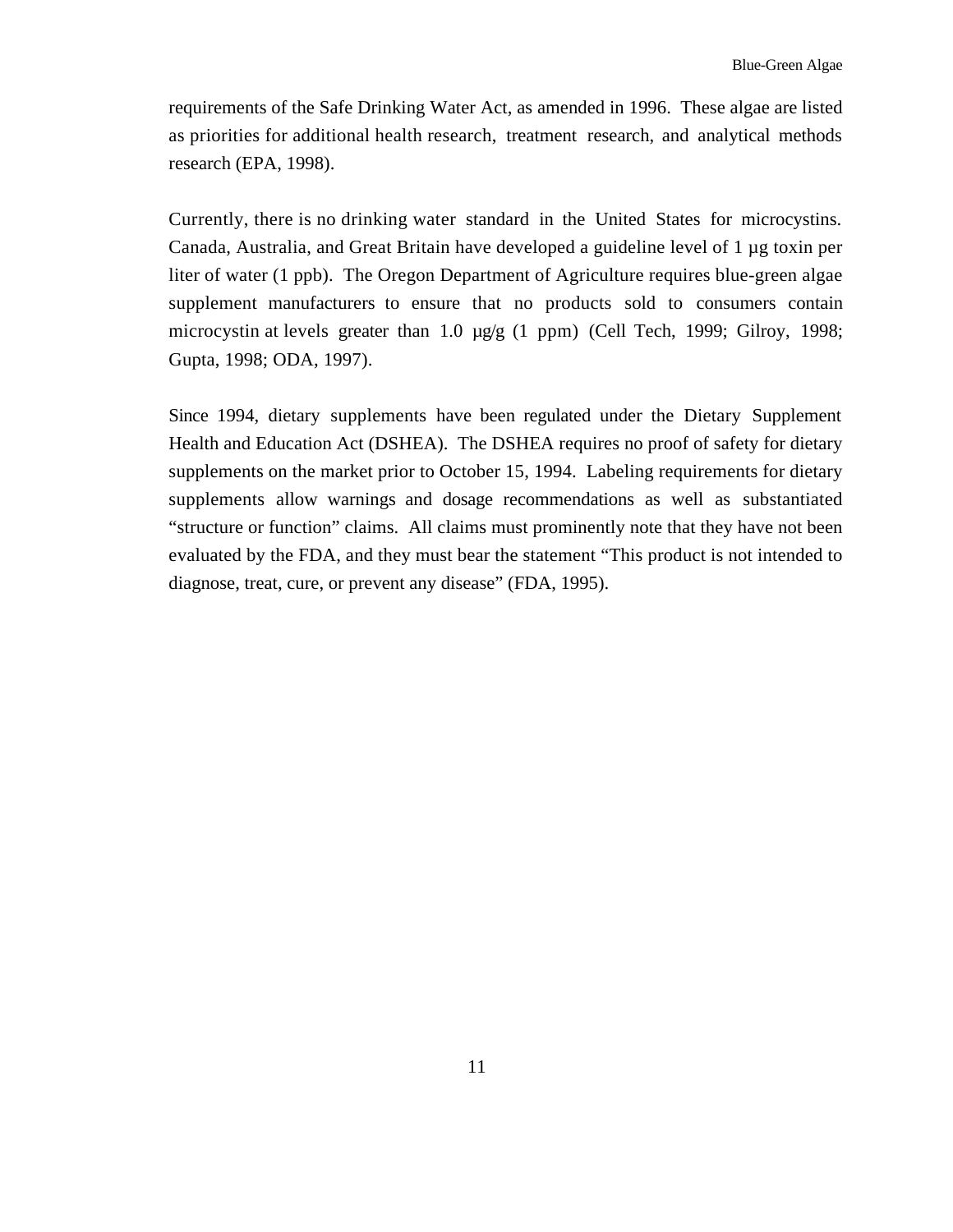requirements of the Safe Drinking Water Act, as amended in 1996. These algae are listed as priorities for additional health research, treatment research, and analytical methods research (EPA, 1998).

Currently, there is no drinking water standard in the United States for microcystins. Canada, Australia, and Great Britain have developed a guideline level of 1 µg toxin per liter of water (1 ppb). The Oregon Department of Agriculture requires blue-green algae supplement manufacturers to ensure that no products sold to consumers contain microcystin at levels greater than 1.0 µg/g (1 ppm) (Cell Tech, 1999; Gilroy, 1998; Gupta, 1998; ODA, 1997).

Since 1994, dietary supplements have been regulated under the Dietary Supplement Health and Education Act (DSHEA). The DSHEA requires no proof of safety for dietary supplements on the market prior to October 15, 1994. Labeling requirements for dietary supplements allow warnings and dosage recommendations as well as substantiated "structure or function" claims. All claims must prominently note that they have not been evaluated by the FDA, and they must bear the statement "This product is not intended to diagnose, treat, cure, or prevent any disease" (FDA, 1995).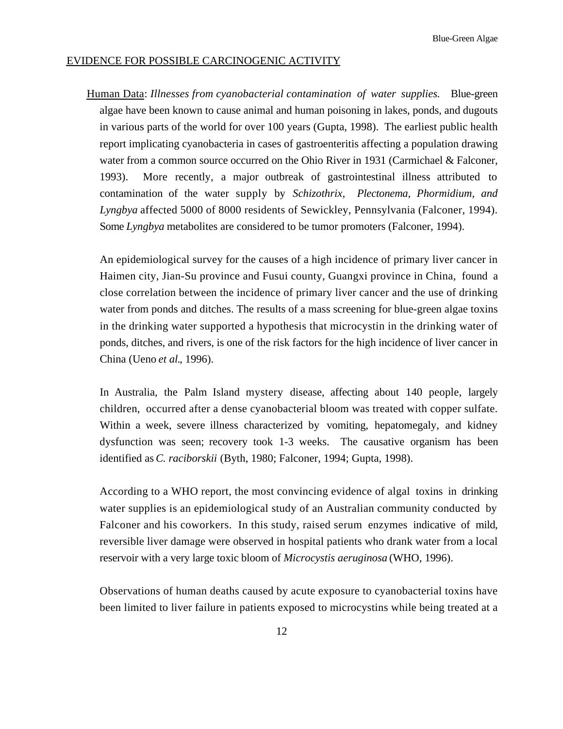## EVIDENCE FOR POSSIBLE CARCINOGENIC ACTIVITY

Human Data: *Illnesses from cyanobacterial contamination of water supplies.* Blue-green algae have been known to cause animal and human poisoning in lakes, ponds, and dugouts in various parts of the world for over 100 years (Gupta, 1998). The earliest public health report implicating cyanobacteria in cases of gastroenteritis affecting a population drawing water from a common source occurred on the Ohio River in 1931 (Carmichael & Falconer, 1993). More recently, a major outbreak of gastrointestinal illness attributed to contamination of the water supply by *Schizothrix, Plectonema, Phormidium, and Lyngbya* affected 5000 of 8000 residents of Sewickley, Pennsylvania (Falconer, 1994). Some *Lyngbya* metabolites are considered to be tumor promoters (Falconer, 1994).

An epidemiological survey for the causes of a high incidence of primary liver cancer in Haimen city, Jian-Su province and Fusui county, Guangxi province in China, found a close correlation between the incidence of primary liver cancer and the use of drinking water from ponds and ditches. The results of a mass screening for blue-green algae toxins in the drinking water supported a hypothesis that microcystin in the drinking water of ponds, ditches, and rivers, is one of the risk factors for the high incidence of liver cancer in China (Ueno *et al*., 1996).

In Australia, the Palm Island mystery disease, affecting about 140 people, largely children, occurred after a dense cyanobacterial bloom was treated with copper sulfate. Within a week, severe illness characterized by vomiting, hepatomegaly, and kidney dysfunction was seen; recovery took 1-3 weeks. The causative organism has been identified as *C. raciborskii* (Byth, 1980; Falconer, 1994; Gupta, 1998).

According to a WHO report, the most convincing evidence of algal toxins in drinking water supplies is an epidemiological study of an Australian community conducted by Falconer and his coworkers. In this study, raised serum enzymes indicative of mild, reversible liver damage were observed in hospital patients who drank water from a local reservoir with a very large toxic bloom of *Microcystis aeruginosa* (WHO, 1996).

Observations of human deaths caused by acute exposure to cyanobacterial toxins have been limited to liver failure in patients exposed to microcystins while being treated at a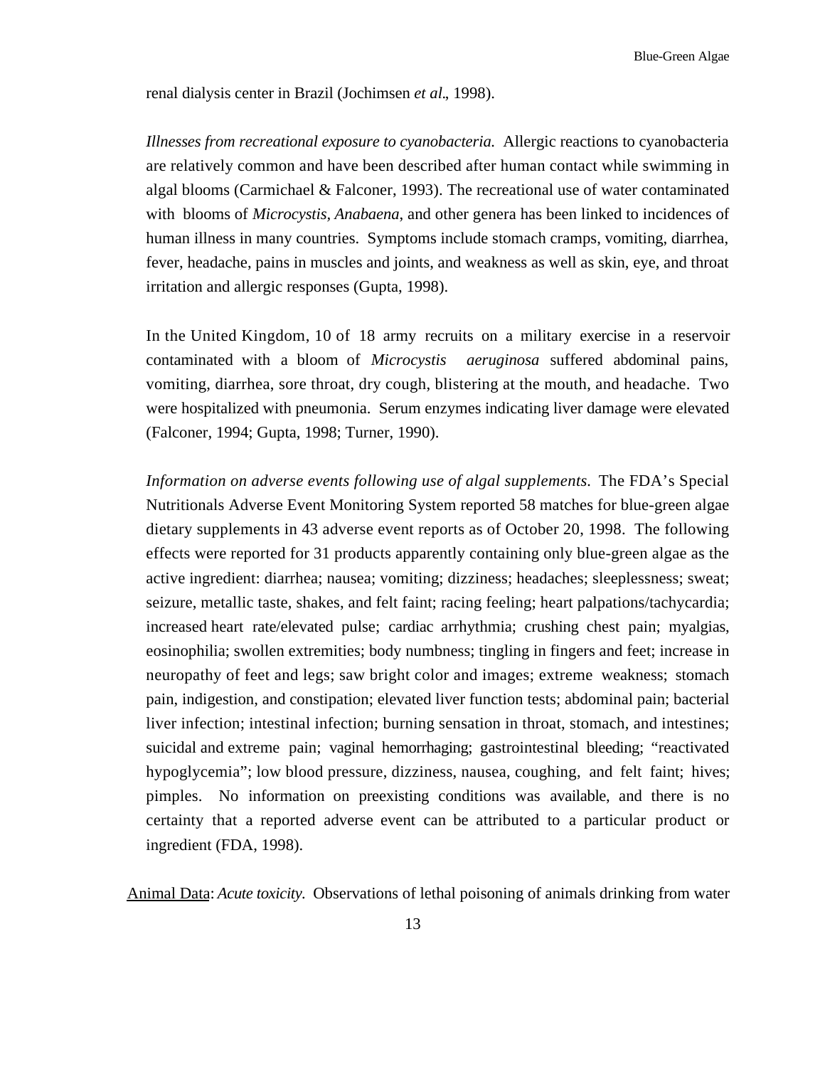renal dialysis center in Brazil (Jochimsen *et al*., 1998).

*Illnesses from recreational exposure to cyanobacteria.* Allergic reactions to cyanobacteria are relatively common and have been described after human contact while swimming in algal blooms (Carmichael & Falconer, 1993). The recreational use of water contaminated with blooms of *Microcystis*, *Anabaena*, and other genera has been linked to incidences of human illness in many countries. Symptoms include stomach cramps, vomiting, diarrhea, fever, headache, pains in muscles and joints, and weakness as well as skin, eye, and throat irritation and allergic responses (Gupta, 1998).

In the United Kingdom, 10 of 18 army recruits on a military exercise in a reservoir contaminated with a bloom of *Microcystis aeruginosa* suffered abdominal pains, vomiting, diarrhea, sore throat, dry cough, blistering at the mouth, and headache. Two were hospitalized with pneumonia. Serum enzymes indicating liver damage were elevated (Falconer, 1994; Gupta, 1998; Turner, 1990).

*Information on adverse events following use of algal supplements.* The FDA's Special Nutritionals Adverse Event Monitoring System reported 58 matches for blue-green algae dietary supplements in 43 adverse event reports as of October 20, 1998. The following effects were reported for 31 products apparently containing only blue-green algae as the active ingredient: diarrhea; nausea; vomiting; dizziness; headaches; sleeplessness; sweat; seizure, metallic taste, shakes, and felt faint; racing feeling; heart palpations/tachycardia; increased heart rate/elevated pulse; cardiac arrhythmia; crushing chest pain; myalgias, eosinophilia; swollen extremities; body numbness; tingling in fingers and feet; increase in neuropathy of feet and legs; saw bright color and images; extreme weakness; stomach pain, indigestion, and constipation; elevated liver function tests; abdominal pain; bacterial liver infection; intestinal infection; burning sensation in throat, stomach, and intestines; suicidal and extreme pain; vaginal hemorrhaging; gastrointestinal bleeding; "reactivated hypoglycemia"; low blood pressure, dizziness, nausea, coughing, and felt faint; hives; pimples. No information on preexisting conditions was available, and there is no certainty that a reported adverse event can be attributed to a particular product or ingredient (FDA, 1998).

<u>Animal Data</u>: *Acute toxicity.* Observations of lethal poisoning of animals drinking from water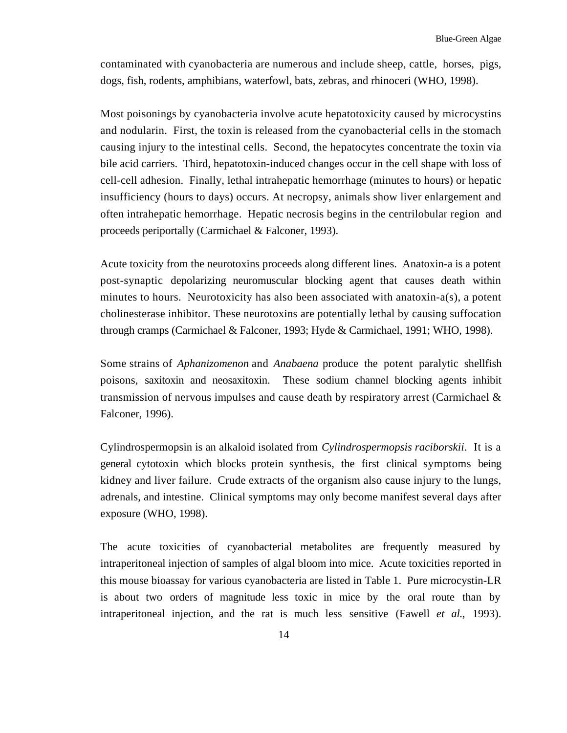contaminated with cyanobacteria are numerous and include sheep, cattle, horses, pigs, dogs, fish, rodents, amphibians, waterfowl, bats, zebras, and rhinoceri (WHO, 1998).

Most poisonings by cyanobacteria involve acute hepatotoxicity caused by microcystins and nodularin. First, the toxin is released from the cyanobacterial cells in the stomach causing injury to the intestinal cells. Second, the hepatocytes concentrate the toxin via bile acid carriers. Third, hepatotoxin-induced changes occur in the cell shape with loss of cell-cell adhesion. Finally, lethal intrahepatic hemorrhage (minutes to hours) or hepatic insufficiency (hours to days) occurs. At necropsy, animals show liver enlargement and often intrahepatic hemorrhage. Hepatic necrosis begins in the centrilobular region and proceeds periportally (Carmichael & Falconer, 1993).

Acute toxicity from the neurotoxins proceeds along different lines. Anatoxin-a is a potent post-synaptic depolarizing neuromuscular blocking agent that causes death within minutes to hours. Neurotoxicity has also been associated with anatoxin-a(s), a potent cholinesterase inhibitor. These neurotoxins are potentially lethal by causing suffocation through cramps (Carmichael & Falconer, 1993; Hyde & Carmichael, 1991; WHO, 1998).

Some strains of *Aphanizomenon* and *Anabaena* produce the potent paralytic shellfish poisons, saxitoxin and neosaxitoxin. These sodium channel blocking agents inhibit transmission of nervous impulses and cause death by respiratory arrest (Carmichael & Falconer, 1996).

Cylindrospermopsin is an alkaloid isolated from *Cylindrospermopsis raciborskii*. It is a general cytotoxin which blocks protein synthesis, the first clinical symptoms being kidney and liver failure. Crude extracts of the organism also cause injury to the lungs, adrenals, and intestine. Clinical symptoms may only become manifest several days after exposure (WHO, 1998).

The acute toxicities of cyanobacterial metabolites are frequently measured by intraperitoneal injection of samples of algal bloom into mice. Acute toxicities reported in this mouse bioassay for various cyanobacteria are listed in Table 1. Pure microcystin-LR is about two orders of magnitude less toxic in mice by the oral route than by intraperitoneal injection, and the rat is much less sensitive (Fawell *et al.*, 1993).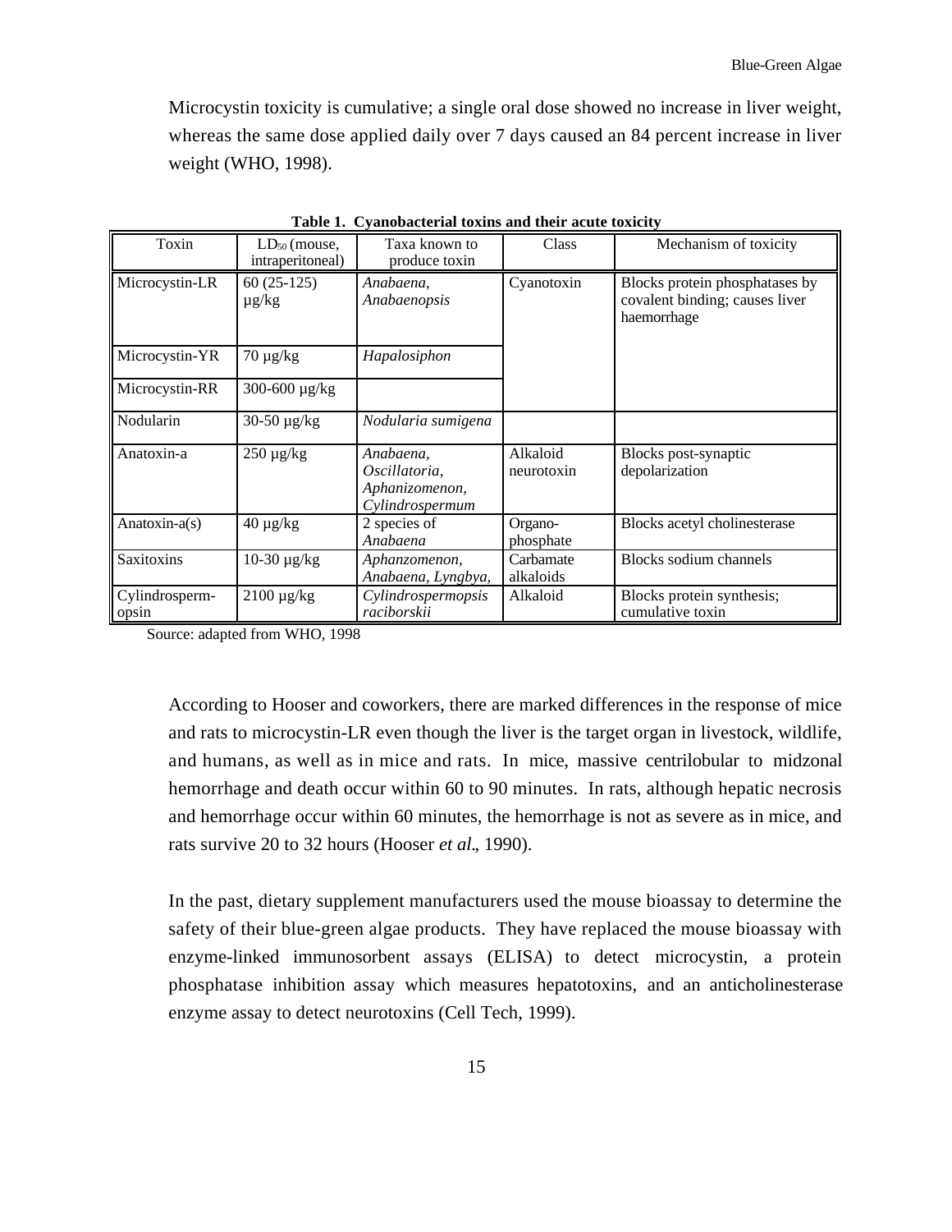Microcystin toxicity is cumulative; a single oral dose showed no increase in liver weight, whereas the same dose applied daily over 7 days caused an 84 percent increase in liver weight (WHO, 1998).

**Table 1. Cyanobacterial toxins and their acute toxicity**

| Toxin | $LD_{50}$ (mouse, intraperitoneal) | Taxa known to produce toxin | Class | Mechanism of toxicity |
|---|---|---|---|---|
| Microcystin-LR | 60 (25-125) µg/kg | *Anabaena, Anabaenopsis* | Cyanotoxin | Blocks protein phosphatases by covalent binding; causes liver haemorrhage |
| Microcystin-YR | 70 µg/kg | *Hapalosiphon* | | |
| Microcystin-RR | 300-600 µg/kg | | | |
| Nodularin | 30-50 µg/kg | *Nodularia sumigena* | | |
| Anatoxin-a | 250 µg/kg | *Anabaena, Oscillatoria, Aphanizomenon, Cylindrospermum* | Alkaloid neurotoxin | Blocks post-synaptic depolarization |
| Anatoxin-a(s) | 40 µg/kg | 2 species of *Anabaena* | Organo-phosphate | Blocks acetyl cholinesterase |
| Saxitoxins | 10-30 µg/kg | *Aphanzomenon, Anabaena, Lyngbya,* | Carbamate alkaloids | Blocks sodium channels |
| Cylindrosperm-opsin | 2100 µg/kg | *Cylindrospermopsis raciborskii* | Alkaloid | Blocks protein synthesis; cumulative toxin |

Source: adapted from WHO, 1998

According to Hooser and coworkers, there are marked differences in the response of mice and rats to microcystin-LR even though the liver is the target organ in livestock, wildlife, and humans, as well as in mice and rats. In mice, massive centrilobular to midzonal hemorrhage and death occur within 60 to 90 minutes. In rats, although hepatic necrosis and hemorrhage occur within 60 minutes, the hemorrhage is not as severe as in mice, and rats survive 20 to 32 hours (Hooser *et al*., 1990).

In the past, dietary supplement manufacturers used the mouse bioassay to determine the safety of their blue-green algae products. They have replaced the mouse bioassay with enzyme-linked immunosorbent assays (ELISA) to detect microcystin, a protein phosphatase inhibition assay which measures hepatotoxins, and an anticholinesterase enzyme assay to detect neurotoxins (Cell Tech, 1999).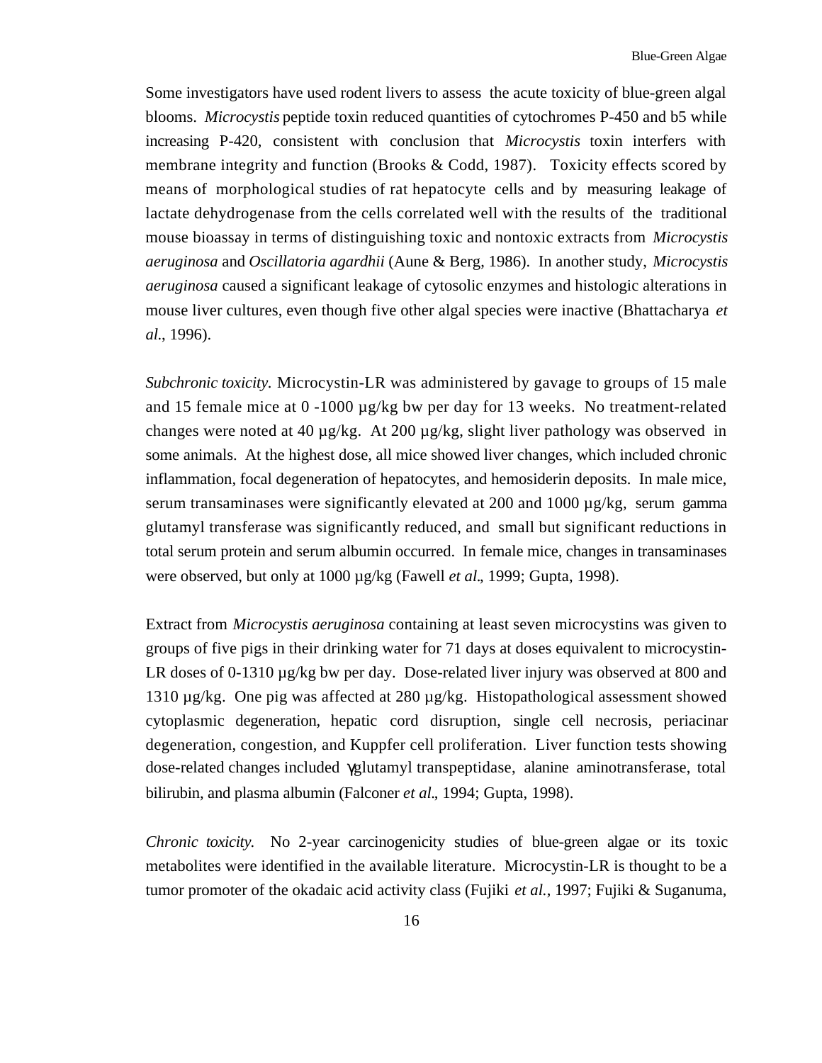Some investigators have used rodent livers to assess the acute toxicity of blue-green algal blooms. *Microcystis* peptide toxin reduced quantities of cytochromes P-450 and b5 while increasing P-420, consistent with conclusion that *Microcystis* toxin interfers with membrane integrity and function (Brooks & Codd, 1987). Toxicity effects scored by means of morphological studies of rat hepatocyte cells and by measuring leakage of lactate dehydrogenase from the cells correlated well with the results of the traditional mouse bioassay in terms of distinguishing toxic and nontoxic extracts from *Microcystis aeruginosa* and *Oscillatoria agardhii* (Aune & Berg, 1986). In another study, *Microcystis aeruginosa* caused a significant leakage of cytosolic enzymes and histologic alterations in mouse liver cultures, even though five other algal species were inactive (Bhattacharya *et al.*, 1996).

*Subchronic toxicity.* Microcystin-LR was administered by gavage to groups of 15 male and 15 female mice at 0 -1000 µg/kg bw per day for 13 weeks. No treatment-related changes were noted at 40 µg/kg. At 200 µg/kg, slight liver pathology was observed in some animals. At the highest dose, all mice showed liver changes, which included chronic inflammation, focal degeneration of hepatocytes, and hemosiderin deposits. In male mice, serum transaminases were significantly elevated at 200 and 1000 µg/kg, serum gamma glutamyl transferase was significantly reduced, and small but significant reductions in total serum protein and serum albumin occurred. In female mice, changes in transaminases were observed, but only at 1000 µg/kg (Fawell *et al*., 1999; Gupta, 1998).

Extract from *Microcystis aeruginosa* containing at least seven microcystins was given to groups of five pigs in their drinking water for 71 days at doses equivalent to microcystin-LR doses of 0-1310 µg/kg bw per day. Dose-related liver injury was observed at 800 and 1310 µg/kg. One pig was affected at 280 µg/kg. Histopathological assessment showed cytoplasmic degeneration, hepatic cord disruption, single cell necrosis, periacinar degeneration, congestion, and Kuppfer cell proliferation. Liver function tests showing dose-related changes included γ-glutamyl transpeptidase, alanine aminotransferase, total bilirubin, and plasma albumin (Falconer *et al*., 1994; Gupta, 1998).

*Chronic toxicity.* No 2-year carcinogenicity studies of blue-green algae or its toxic metabolites were identified in the available literature. Microcystin-LR is thought to be a tumor promoter of the okadaic acid activity class (Fujiki *et al.*, 1997; Fujiki & Suganuma,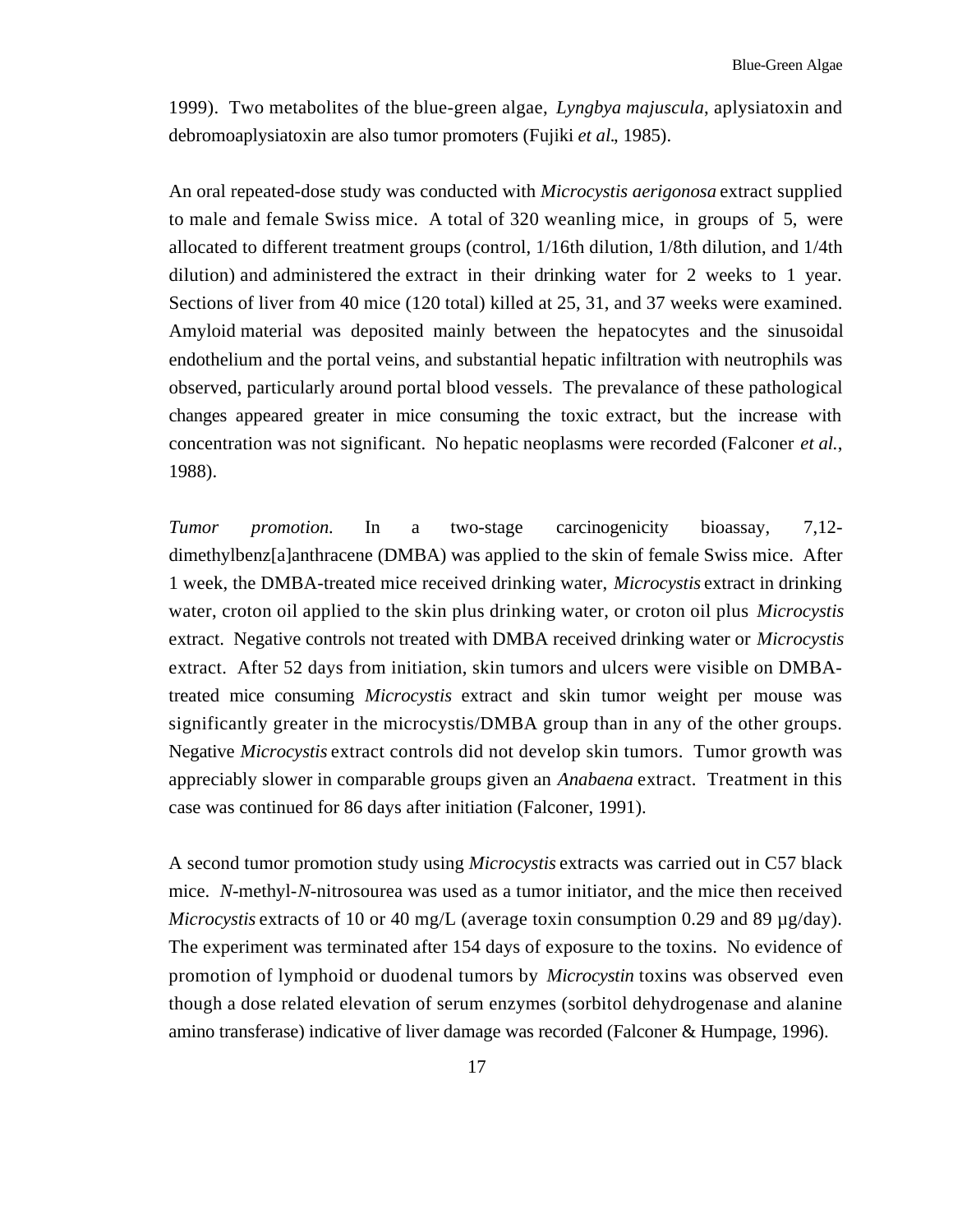1999). Two metabolites of the blue-green algae, *Lyngbya majuscula*, aplysiatoxin and debromoaplysiatoxin are also tumor promoters (Fujiki *et al*., 1985).

An oral repeated-dose study was conducted with *Microcystis aerigonosa* extract supplied to male and female Swiss mice. A total of 320 weanling mice, in groups of 5, were allocated to different treatment groups (control, 1/16th dilution, 1/8th dilution, and 1/4th dilution) and administered the extract in their drinking water for 2 weeks to 1 year. Sections of liver from 40 mice (120 total) killed at 25, 31, and 37 weeks were examined. Amyloid material was deposited mainly between the hepatocytes and the sinusoidal endothelium and the portal veins, and substantial hepatic infiltration with neutrophils was observed, particularly around portal blood vessels. The prevalance of these pathological changes appeared greater in mice consuming the toxic extract, but the increase with concentration was not significant. No hepatic neoplasms were recorded (Falconer *et al.*, 1988).

*Tumor promotion.* In a two-stage carcinogenicity bioassay, 7,12-dimethylbenz[a]anthracene (DMBA) was applied to the skin of female Swiss mice. After 1 week, the DMBA-treated mice received drinking water, *Microcystis* extract in drinking water, croton oil applied to the skin plus drinking water, or croton oil plus *Microcystis* extract. Negative controls not treated with DMBA received drinking water or *Microcystis* extract. After 52 days from initiation, skin tumors and ulcers were visible on DMBA-treated mice consuming *Microcystis* extract and skin tumor weight per mouse was significantly greater in the microcystis/DMBA group than in any of the other groups. Negative *Microcystis* extract controls did not develop skin tumors. Tumor growth was appreciably slower in comparable groups given an *Anabaena* extract. Treatment in this case was continued for 86 days after initiation (Falconer, 1991).

A second tumor promotion study using *Microcystis* extracts was carried out in C57 black mice. *N*-methyl-*N*-nitrosourea was used as a tumor initiator, and the mice then received *Microcystis* extracts of 10 or 40 mg/L (average toxin consumption 0.29 and 89 µg/day). The experiment was terminated after 154 days of exposure to the toxins. No evidence of promotion of lymphoid or duodenal tumors by *Microcystin* toxins was observed even though a dose related elevation of serum enzymes (sorbitol dehydrogenase and alanine amino transferase) indicative of liver damage was recorded (Falconer & Humpage, 1996).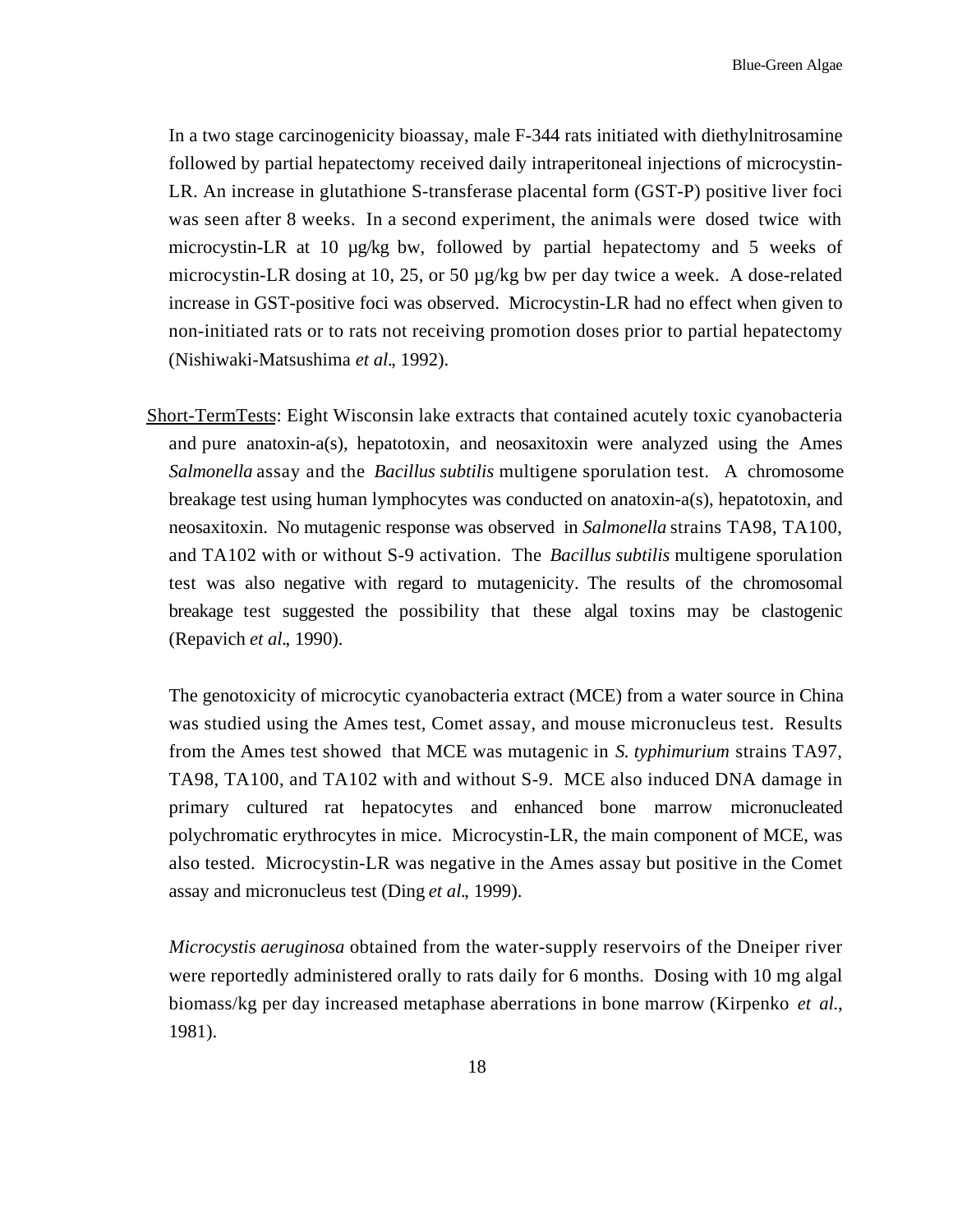In a two stage carcinogenicity bioassay, male F-344 rats initiated with diethylnitrosamine followed by partial hepatectomy received daily intraperitoneal injections of microcystin-LR. An increase in glutathione S-transferase placental form (GST-P) positive liver foci was seen after 8 weeks. In a second experiment, the animals were dosed twice with microcystin-LR at 10 µg/kg bw, followed by partial hepatectomy and 5 weeks of microcystin-LR dosing at 10, 25, or 50 µg/kg bw per day twice a week. A dose-related increase in GST-positive foci was observed. Microcystin-LR had no effect when given to non-initiated rats or to rats not receiving promotion doses prior to partial hepatectomy (Nishiwaki-Matsushima *et al*., 1992).

<u>Short-TermTests</u>: Eight Wisconsin lake extracts that contained acutely toxic cyanobacteria and pure anatoxin-a(s), hepatotoxin, and neosaxitoxin were analyzed using the Ames *Salmonella* assay and the *Bacillus subtilis* multigene sporulation test. A chromosome breakage test using human lymphocytes was conducted on anatoxin-a(s), hepatotoxin, and neosaxitoxin. No mutagenic response was observed in *Salmonella* strains TA98, TA100, and TA102 with or without S-9 activation. The *Bacillus subtilis* multigene sporulation test was also negative with regard to mutagenicity. The results of the chromosomal breakage test suggested the possibility that these algal toxins may be clastogenic (Repavich *et al*., 1990).

The genotoxicity of microcytic cyanobacteria extract (MCE) from a water source in China was studied using the Ames test, Comet assay, and mouse micronucleus test. Results from the Ames test showed that MCE was mutagenic in *S. typhimurium* strains TA97, TA98, TA100, and TA102 with and without S-9. MCE also induced DNA damage in primary cultured rat hepatocytes and enhanced bone marrow micronucleated polychromatic erythrocytes in mice. Microcystin-LR, the main component of MCE, was also tested. Microcystin-LR was negative in the Ames assay but positive in the Comet assay and micronucleus test (Ding *et al*., 1999).

*Microcystis aeruginosa* obtained from the water-supply reservoirs of the Dneiper river were reportedly administered orally to rats daily for 6 months. Dosing with 10 mg algal biomass/kg per day increased metaphase aberrations in bone marrow (Kirpenko *et al.*, 1981).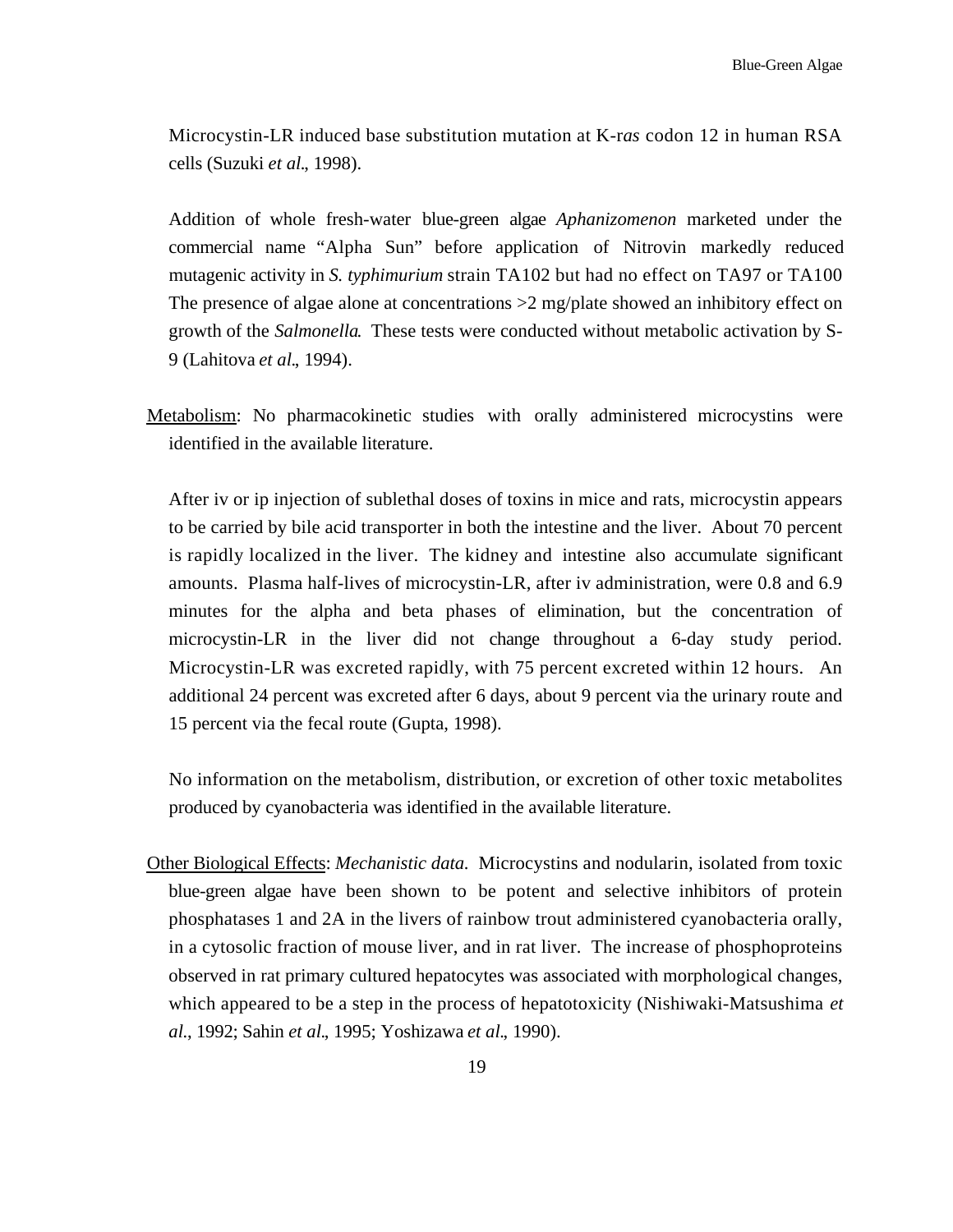Microcystin-LR induced base substitution mutation at K-*ras* codon 12 in human RSA cells (Suzuki *et al*., 1998).

Addition of whole fresh-water blue-green algae *Aphanizomenon* marketed under the commercial name "Alpha Sun" before application of Nitrovin markedly reduced mutagenic activity in *S. typhimurium* strain TA102 but had no effect on TA97 or TA100 The presence of algae alone at concentrations >2 mg/plate showed an inhibitory effect on growth of the *Salmonella*. These tests were conducted without metabolic activation by S-9 (Lahitova *et al*., 1994).

Metabolism: No pharmacokinetic studies with orally administered microcystins were identified in the available literature.

After iv or ip injection of sublethal doses of toxins in mice and rats, microcystin appears to be carried by bile acid transporter in both the intestine and the liver. About 70 percent is rapidly localized in the liver. The kidney and intestine also accumulate significant amounts. Plasma half-lives of microcystin-LR, after iv administration, were 0.8 and 6.9 minutes for the alpha and beta phases of elimination, but the concentration of microcystin-LR in the liver did not change throughout a 6-day study period. Microcystin-LR was excreted rapidly, with 75 percent excreted within 12 hours. An additional 24 percent was excreted after 6 days, about 9 percent via the urinary route and 15 percent via the fecal route (Gupta, 1998).

No information on the metabolism, distribution, or excretion of other toxic metabolites produced by cyanobacteria was identified in the available literature.

Other Biological Effects: *Mechanistic data.* Microcystins and nodularin, isolated from toxic blue-green algae have been shown to be potent and selective inhibitors of protein phosphatases 1 and 2A in the livers of rainbow trout administered cyanobacteria orally, in a cytosolic fraction of mouse liver, and in rat liver. The increase of phosphoproteins observed in rat primary cultured hepatocytes was associated with morphological changes, which appeared to be a step in the process of hepatotoxicity (Nishiwaki-Matsushima *et al*., 1992; Sahin *et al*., 1995; Yoshizawa *et al*., 1990).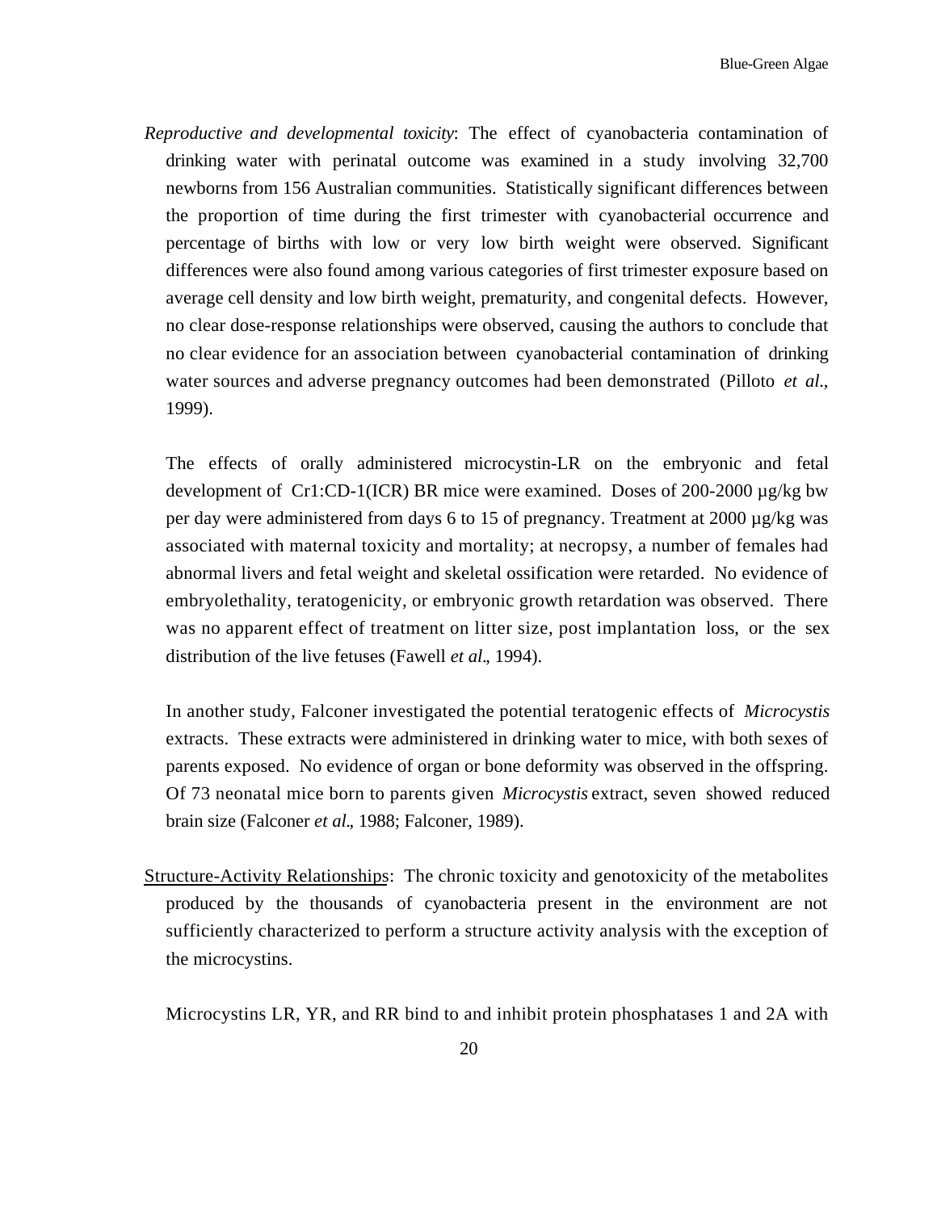*Reproductive and developmental toxicity*: The effect of cyanobacteria contamination of drinking water with perinatal outcome was examined in a study involving 32,700 newborns from 156 Australian communities. Statistically significant differences between the proportion of time during the first trimester with cyanobacterial occurrence and percentage of births with low or very low birth weight were observed. Significant differences were also found among various categories of first trimester exposure based on average cell density and low birth weight, prematurity, and congenital defects. However, no clear dose-response relationships were observed, causing the authors to conclude that no clear evidence for an association between cyanobacterial contamination of drinking water sources and adverse pregnancy outcomes had been demonstrated (Pilloto *et al*., 1999).

The effects of orally administered microcystin-LR on the embryonic and fetal development of Cr1:CD-1(ICR) BR mice were examined. Doses of 200-2000 µg/kg bw per day were administered from days 6 to 15 of pregnancy. Treatment at 2000 µg/kg was associated with maternal toxicity and mortality; at necropsy, a number of females had abnormal livers and fetal weight and skeletal ossification were retarded. No evidence of embryolethality, teratogenicity, or embryonic growth retardation was observed. There was no apparent effect of treatment on litter size, post implantation loss, or the sex distribution of the live fetuses (Fawell *et al*., 1994).

In another study, Falconer investigated the potential teratogenic effects of *Microcystis* extracts. These extracts were administered in drinking water to mice, with both sexes of parents exposed. No evidence of organ or bone deformity was observed in the offspring. Of 73 neonatal mice born to parents given *Microcystis* extract, seven showed reduced brain size (Falconer *et al*., 1988; Falconer, 1989).

<u>Structure-Activity Relationships</u>: The chronic toxicity and genotoxicity of the metabolites produced by the thousands of cyanobacteria present in the environment are not sufficiently characterized to perform a structure activity analysis with the exception of the microcystins.

Microcystins LR, YR, and RR bind to and inhibit protein phosphatases 1 and 2A with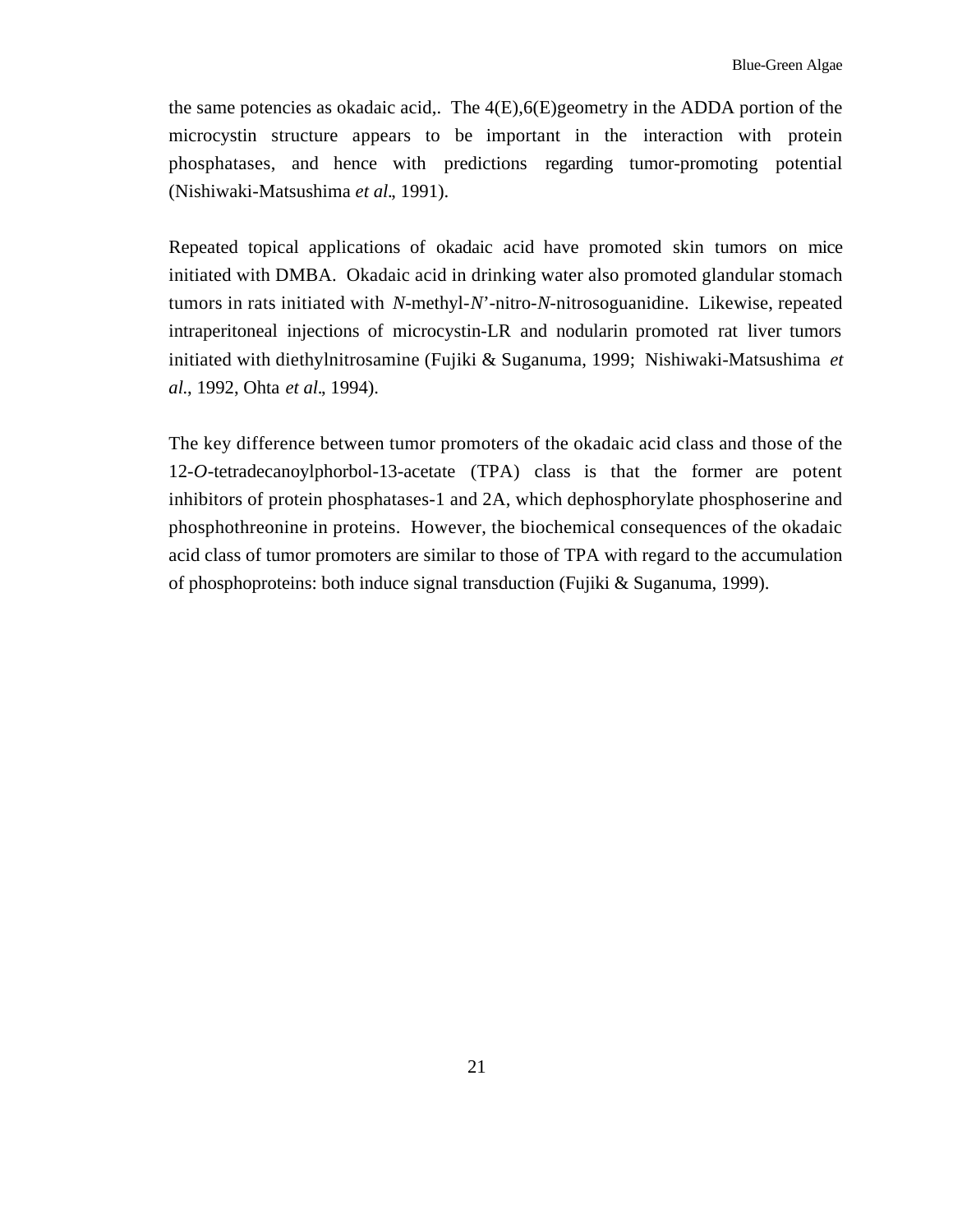the same potencies as okadaic acid,. The 4(E),6(E)geometry in the ADDA portion of the microcystin structure appears to be important in the interaction with protein phosphatases, and hence with predictions regarding tumor-promoting potential (Nishiwaki-Matsushima *et al*., 1991).

Repeated topical applications of okadaic acid have promoted skin tumors on mice initiated with DMBA. Okadaic acid in drinking water also promoted glandular stomach tumors in rats initiated with *N*-methyl-*N*'-nitro-*N*-nitrosoguanidine. Likewise, repeated intraperitoneal injections of microcystin-LR and nodularin promoted rat liver tumors initiated with diethylnitrosamine (Fujiki & Suganuma, 1999; Nishiwaki-Matsushima *et al*., 1992, Ohta *et al*., 1994).

The key difference between tumor promoters of the okadaic acid class and those of the 12-*O*-tetradecanoylphorbol-13-acetate (TPA) class is that the former are potent inhibitors of protein phosphatases-1 and 2A, which dephosphorylate phosphoserine and phosphothreonine in proteins. However, the biochemical consequences of the okadaic acid class of tumor promoters are similar to those of TPA with regard to the accumulation of phosphoproteins: both induce signal transduction (Fujiki & Suganuma, 1999).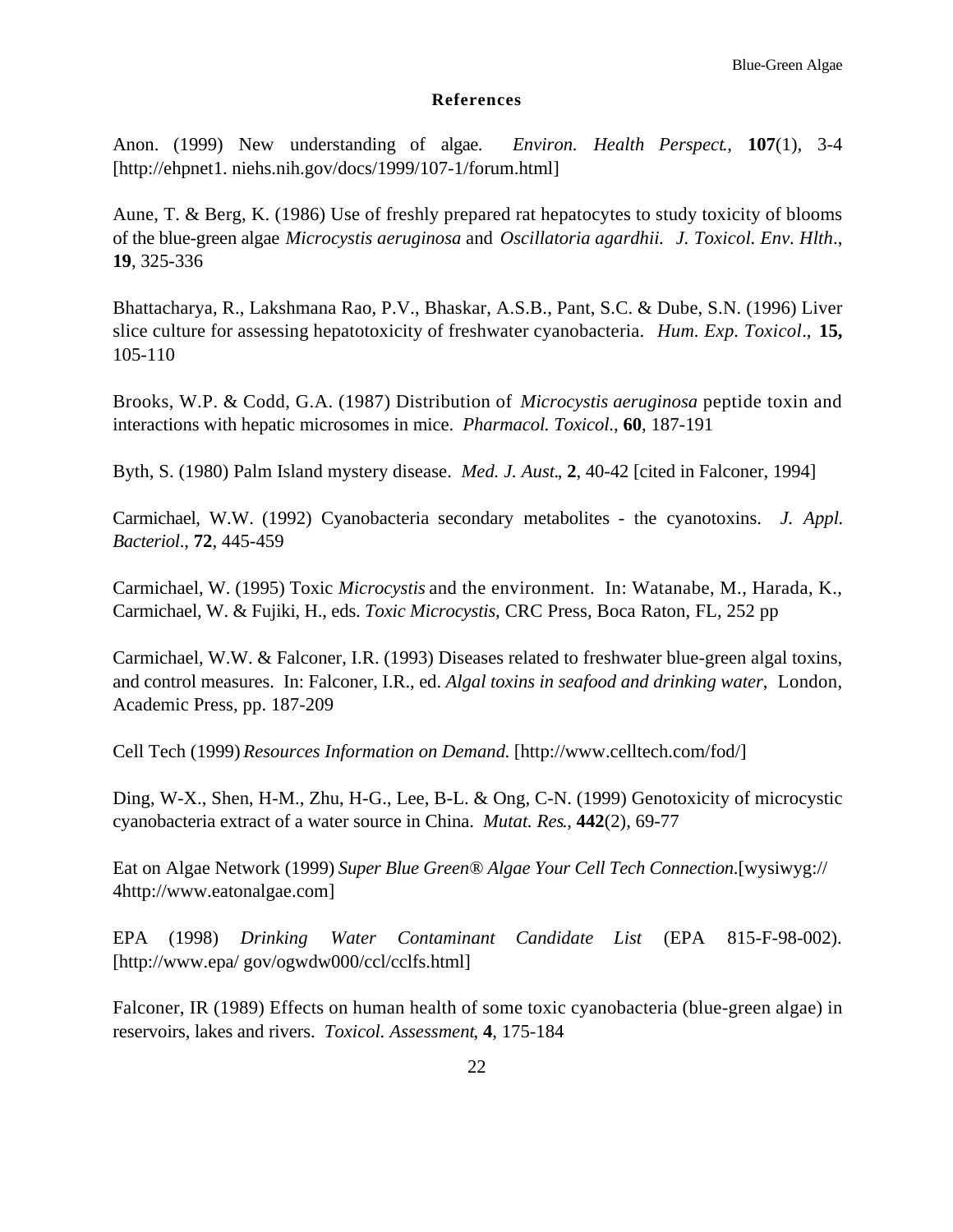## References

Anon. (1999) New understanding of algae. *Environ. Health Perspect.*, **107**(1), 3-4 [http://ehpnet1. niehs.nih.gov/docs/1999/107-1/forum.html]

Aune, T. & Berg, K. (1986) Use of freshly prepared rat hepatocytes to study toxicity of blooms of the blue-green algae *Microcystis aeruginosa* and *Oscillatoria agardhii. J. Toxicol. Env. Hlth*., **19**, 325-336

Bhattacharya, R., Lakshmana Rao, P.V., Bhaskar, A.S.B., Pant, S.C. & Dube, S.N. (1996) Liver slice culture for assessing hepatotoxicity of freshwater cyanobacteria. *Hum. Exp. Toxicol*., **15,** 105-110

Brooks, W.P. & Codd, G.A. (1987) Distribution of *Microcystis aeruginosa* peptide toxin and interactions with hepatic microsomes in mice. *Pharmacol. Toxicol*., **60**, 187-191

Byth, S. (1980) Palm Island mystery disease. *Med. J. Aust*., **2**, 40-42 [cited in Falconer, 1994]

Carmichael, W.W. (1992) Cyanobacteria secondary metabolites - the cyanotoxins. *J. Appl. Bacteriol*., **72**, 445-459

Carmichael, W. (1995) Toxic *Microcystis* and the environment. In: Watanabe, M., Harada, K., Carmichael, W. & Fujiki, H., eds. *Toxic Microcystis*, CRC Press, Boca Raton, FL, 252 pp

Carmichael, W.W. & Falconer, I.R. (1993) Diseases related to freshwater blue-green algal toxins, and control measures. In: Falconer, I.R., ed. *Algal toxins in seafood and drinking water*, London, Academic Press, pp. 187-209

Cell Tech (1999) *Resources Information on Demand.* [http://www.celltech.com/fod/]

Ding, W-X., Shen, H-M., Zhu, H-G., Lee, B-L. & Ong, C-N. (1999) Genotoxicity of microcystic cyanobacteria extract of a water source in China. *Mutat. Res*., **442**(2), 69-77

Eat on Algae Network (1999) *Super Blue Green® Algae Your Cell Tech Connection.*[wysiwyg:// 4http://www.eatonalgae.com]

EPA (1998) *Drinking Water Contaminant Candidate List* (EPA 815-F-98-002). [http://www.epa/ gov/ogwdw000/ccl/cclfs.html]

Falconer, IR (1989) Effects on human health of some toxic cyanobacteria (blue-green algae) in reservoirs, lakes and rivers. *Toxicol. Assessment*, **4**, 175-184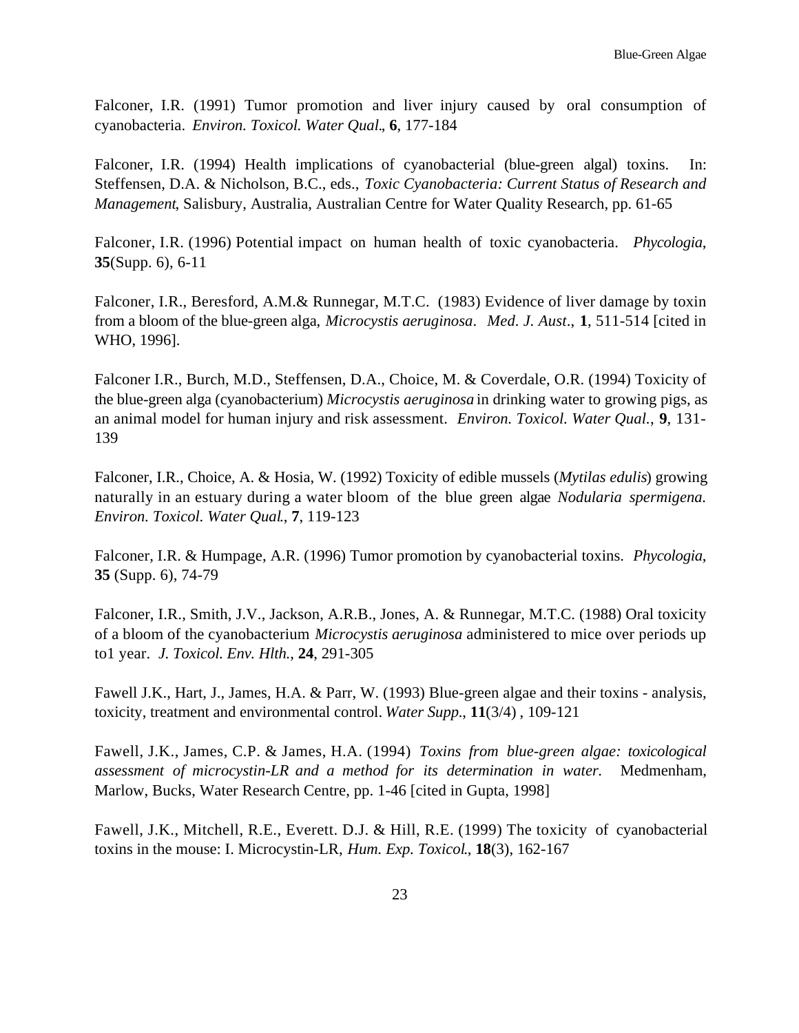Falconer, I.R. (1991) Tumor promotion and liver injury caused by oral consumption of cyanobacteria. *Environ. Toxicol. Water Qual.*, **6**, 177-184

Falconer, I.R. (1994) Health implications of cyanobacterial (blue-green algal) toxins. In: Steffensen, D.A. & Nicholson, B.C., eds., *Toxic Cyanobacteria: Current Status of Research and Management*, Salisbury, Australia, Australian Centre for Water Quality Research, pp. 61-65

Falconer, I.R. (1996) Potential impact on human health of toxic cyanobacteria. *Phycologia*, **35**(Supp. 6), 6-11

Falconer, I.R., Beresford, A.M.& Runnegar, M.T.C. (1983) Evidence of liver damage by toxin from a bloom of the blue-green alga, *Microcystis aeruginosa*. *Med. J. Aust*., **1**, 511-514 [cited in WHO, 1996].

Falconer I.R., Burch, M.D., Steffensen, D.A., Choice, M. & Coverdale, O.R. (1994) Toxicity of the blue-green alga (cyanobacterium) *Microcystis aeruginosa* in drinking water to growing pigs, as an animal model for human injury and risk assessment. *Environ. Toxicol. Water Qual.*, **9**, 131-139

Falconer, I.R., Choice, A. & Hosia, W. (1992) Toxicity of edible mussels (*Mytilas edulis*) growing naturally in an estuary during a water bloom of the blue green algae *Nodularia spermigena. Environ. Toxicol. Water Qual.*, **7**, 119-123

Falconer, I.R. & Humpage, A.R. (1996) Tumor promotion by cyanobacterial toxins. *Phycologia*, **35** (Supp. 6), 74-79

Falconer, I.R., Smith, J.V., Jackson, A.R.B., Jones, A. & Runnegar, M.T.C. (1988) Oral toxicity of a bloom of the cyanobacterium *Microcystis aeruginosa* administered to mice over periods up to1 year. *J. Toxicol. Env. Hlth.*, **24**, 291-305

Fawell J.K., Hart, J., James, H.A. & Parr, W. (1993) Blue-green algae and their toxins - analysis, toxicity, treatment and environmental control. *Water Supp.*, **11**(3/4) , 109-121

Fawell, J.K., James, C.P. & James, H.A. (1994) *Toxins from blue-green algae: toxicological assessment of microcystin-LR and a method for its determination in water.* Medmenham, Marlow, Bucks, Water Research Centre, pp. 1-46 [cited in Gupta, 1998]

Fawell, J.K., Mitchell, R.E., Everett. D.J. & Hill, R.E. (1999) The toxicity of cyanobacterial toxins in the mouse: I. Microcystin-LR, *Hum. Exp. Toxicol.*, **18**(3), 162-167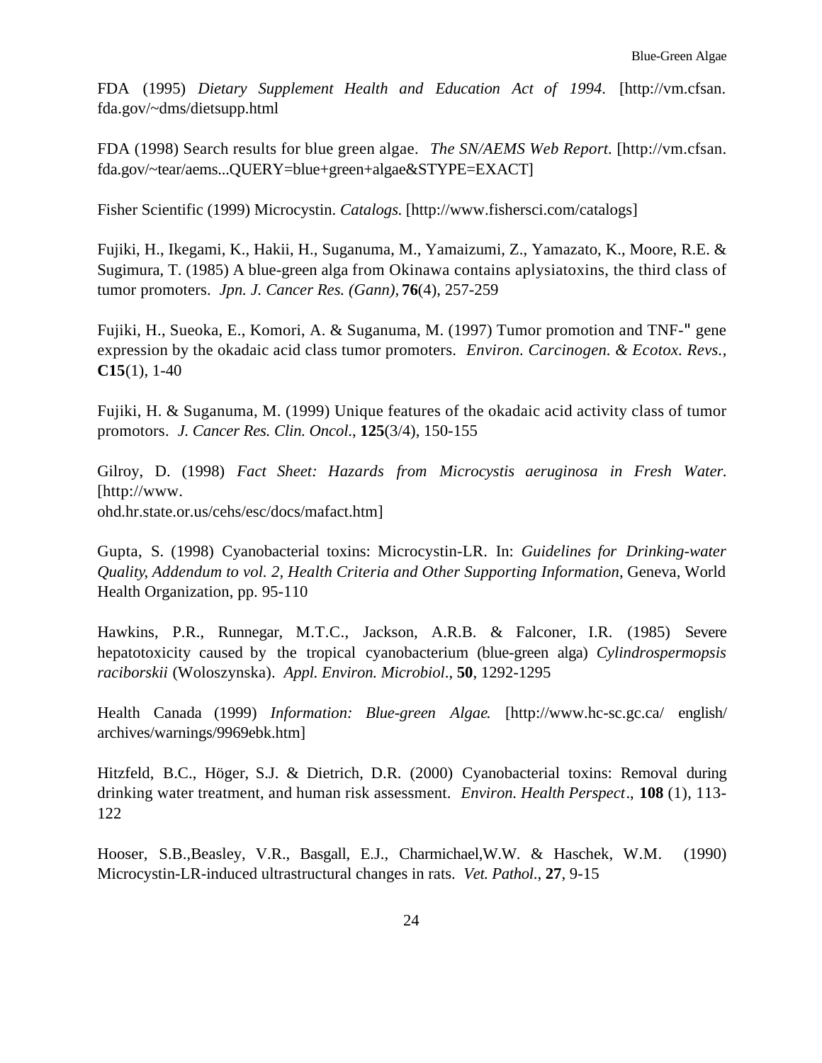FDA (1995) *Dietary Supplement Health and Education Act of 1994*. [http://vm.cfsan.fda.gov/~dms/dietsupp.html

FDA (1998) Search results for blue green algae. *The SN/AEMS Web Report.* [http://vm.cfsan.fda.gov/~tear/aems...QUERY=blue+green+algae&STYPE=EXACT]

Fisher Scientific (1999) Microcystin. *Catalogs.* [http://www.fishersci.com/catalogs]

Fujiki, H., Ikegami, K., Hakii, H., Suganuma, M., Yamaizumi, Z., Yamazato, K., Moore, R.E. & Sugimura, T. (1985) A blue-green alga from Okinawa contains aplysiatoxins, the third class of tumor promoters. *Jpn. J. Cancer Res. (Gann)*, **76**(4), 257-259

Fujiki, H., Sueoka, E., Komori, A. & Suganuma, M. (1997) Tumor promotion and TNF-" gene expression by the okadaic acid class tumor promoters. *Environ. Carcinogen. & Ecotox. Revs.*, **C15**(1), 1-40

Fujiki, H. & Suganuma, M. (1999) Unique features of the okadaic acid activity class of tumor promotors. *J. Cancer Res. Clin. Oncol.*, **125**(3/4), 150-155

Gilroy, D. (1998) *Fact Sheet: Hazards from Microcystis aeruginosa in Fresh Water.* [http://www.ohd.hr.state.or.us/cehs/esc/docs/mafact.htm]

Gupta, S. (1998) Cyanobacterial toxins: Microcystin-LR. In: *Guidelines for Drinking-water Quality, Addendum to vol. 2, Health Criteria and Other Supporting Information*, Geneva, World Health Organization, pp. 95-110

Hawkins, P.R., Runnegar, M.T.C., Jackson, A.R.B. & Falconer, I.R. (1985) Severe hepatotoxicity caused by the tropical cyanobacterium (blue-green alga) *Cylindrospermopsis raciborskii* (Woloszynska). *Appl. Environ. Microbiol.*, **50**, 1292-1295

Health Canada (1999) *Information: Blue-green Algae.* [http://www.hc-sc.gc.ca/ english/archives/warnings/9969ebk.htm]

Hitzfeld, B.C., Höger, S.J. & Dietrich, D.R. (2000) Cyanobacterial toxins: Removal during drinking water treatment, and human risk assessment. *Environ. Health Perspect*., **108** (1), 113-122

Hooser, S.B.,Beasley, V.R., Basgall, E.J., Charmichael,W.W. & Haschek, W.M. (1990) Microcystin-LR-induced ultrastructural changes in rats. *Vet. Pathol.*, **27**, 9-15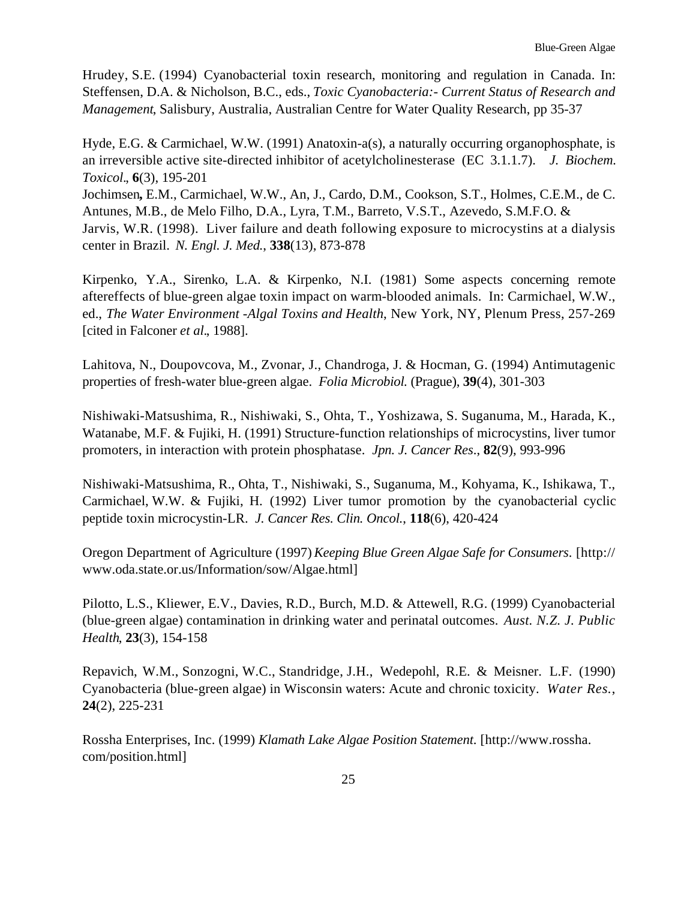Hrudey, S.E. (1994) Cyanobacterial toxin research, monitoring and regulation in Canada. In: Steffensen, D.A. & Nicholson, B.C., eds., *Toxic Cyanobacteria:- Current Status of Research and Management*, Salisbury, Australia, Australian Centre for Water Quality Research, pp 35-37

Hyde, E.G. & Carmichael, W.W. (1991) Anatoxin-a(s), a naturally occurring organophosphate, is an irreversible active site-directed inhibitor of acetylcholinesterase (EC 3.1.1.7). *J. Biochem. Toxicol*., **6**(3), 195-201

Jochimsen**,** E.M., Carmichael, W.W., An, J., Cardo, D.M., Cookson, S.T., Holmes, C.E.M., de C. Antunes, M.B., de Melo Filho, D.A., Lyra, T.M., Barreto, V.S.T., Azevedo, S.M.F.O. & Jarvis, W.R. (1998). Liver failure and death following exposure to microcystins at a dialysis center in Brazil. *N. Engl. J. Med.*, **338**(13), 873-878

Kirpenko, Y.A., Sirenko, L.A. & Kirpenko, N.I. (1981) Some aspects concerning remote aftereffects of blue-green algae toxin impact on warm-blooded animals. In: Carmichael, W.W., ed., *The Water Environment -Algal Toxins and Health*, New York, NY, Plenum Press, 257-269 [cited in Falconer *et al*., 1988].

Lahitova, N., Doupovcova, M., Zvonar, J., Chandroga, J. & Hocman, G. (1994) Antimutagenic properties of fresh-water blue-green algae. *Folia Microbiol.* (Prague), **39**(4), 301-303

Nishiwaki-Matsushima, R., Nishiwaki, S., Ohta, T., Yoshizawa, S. Suganuma, M., Harada, K., Watanabe, M.F. & Fujiki, H. (1991) Structure-function relationships of microcystins, liver tumor promoters, in interaction with protein phosphatase. *Jpn. J. Cancer Res*., **82**(9), 993-996

Nishiwaki-Matsushima, R., Ohta, T., Nishiwaki, S., Suganuma, M., Kohyama, K., Ishikawa, T., Carmichael, W.W. & Fujiki, H. (1992) Liver tumor promotion by the cyanobacterial cyclic peptide toxin microcystin-LR. *J. Cancer Res. Clin. Oncol.*, **118**(6), 420-424

Oregon Department of Agriculture (1997) *Keeping Blue Green Algae Safe for Consumers*. [http://www.oda.state.or.us/Information/sow/Algae.html]

Pilotto, L.S., Kliewer, E.V., Davies, R.D., Burch, M.D. & Attewell, R.G. (1999) Cyanobacterial (blue-green algae) contamination in drinking water and perinatal outcomes. *Aust. N.Z. J. Public Health*, **23**(3), 154-158

Repavich, W.M., Sonzogni, W.C., Standridge, J.H., Wedepohl, R.E. & Meisner. L.F. (1990) Cyanobacteria (blue-green algae) in Wisconsin waters: Acute and chronic toxicity. *Water Res.*, **24**(2), 225-231

Rossha Enterprises, Inc. (1999) *Klamath Lake Algae Position Statement*. [http://www.rossha.com/position.html]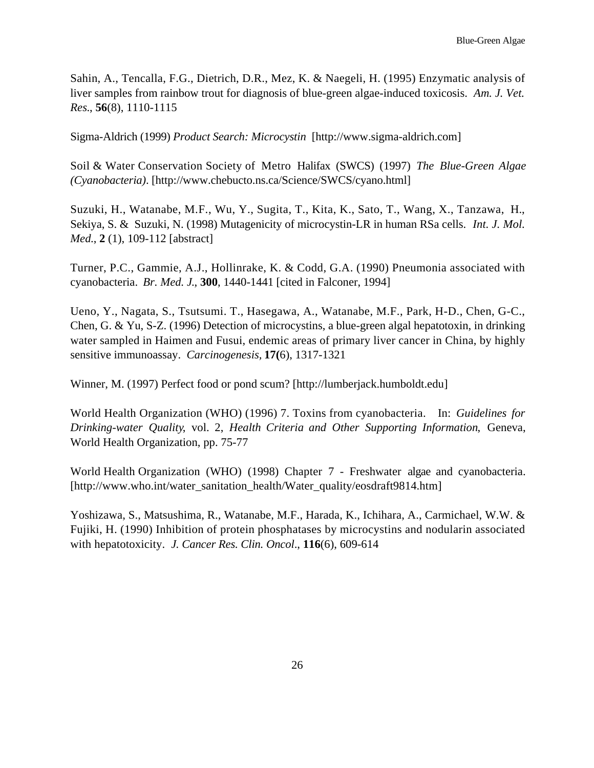Sahin, A., Tencalla, F.G., Dietrich, D.R., Mez, K. & Naegeli, H. (1995) Enzymatic analysis of liver samples from rainbow trout for diagnosis of blue-green algae-induced toxicosis. *Am. J. Vet. Res.*, **56**(8), 1110-1115

Sigma-Aldrich (1999) *Product Search: Microcystin* [http://www.sigma-aldrich.com]

Soil & Water Conservation Society of Metro Halifax (SWCS) (1997) *The Blue-Green Algae (Cyanobacteria)*. [http://www.chebucto.ns.ca/Science/SWCS/cyano.html]

Suzuki, H., Watanabe, M.F., Wu, Y., Sugita, T., Kita, K., Sato, T., Wang, X., Tanzawa, H., Sekiya, S. & Suzuki, N. (1998) Mutagenicity of microcystin-LR in human RSa cells. *Int. J. Mol. Med.*, **2** (1), 109-112 [abstract]

Turner, P.C., Gammie, A.J., Hollinrake, K. & Codd, G.A. (1990) Pneumonia associated with cyanobacteria. *Br. Med. J.*, **300**, 1440-1441 [cited in Falconer, 1994]

Ueno, Y., Nagata, S., Tsutsumi. T., Hasegawa, A., Watanabe, M.F., Park, H-D., Chen, G-C., Chen, G. & Yu, S-Z. (1996) Detection of microcystins, a blue-green algal hepatotoxin, in drinking water sampled in Haimen and Fusui, endemic areas of primary liver cancer in China, by highly sensitive immunoassay. *Carcinogenesis*, **17(**6), 1317-1321

Winner, M. (1997) Perfect food or pond scum? [http://lumberjack.humboldt.edu]

World Health Organization (WHO) (1996) 7. Toxins from cyanobacteria. In: *Guidelines for Drinking-water Quality*, vol. 2, *Health Criteria and Other Supporting Information*, Geneva, World Health Organization, pp. 75-77

World Health Organization (WHO) (1998) Chapter 7 - Freshwater algae and cyanobacteria. [http://www.who.int/water_sanitation_health/Water_quality/eosdraft9814.htm]

Yoshizawa, S., Matsushima, R., Watanabe, M.F., Harada, K., Ichihara, A., Carmichael, W.W. & Fujiki, H. (1990) Inhibition of protein phosphatases by microcystins and nodularin associated with hepatotoxicity. *J. Cancer Res. Clin. Oncol*., **116**(6), 609-614